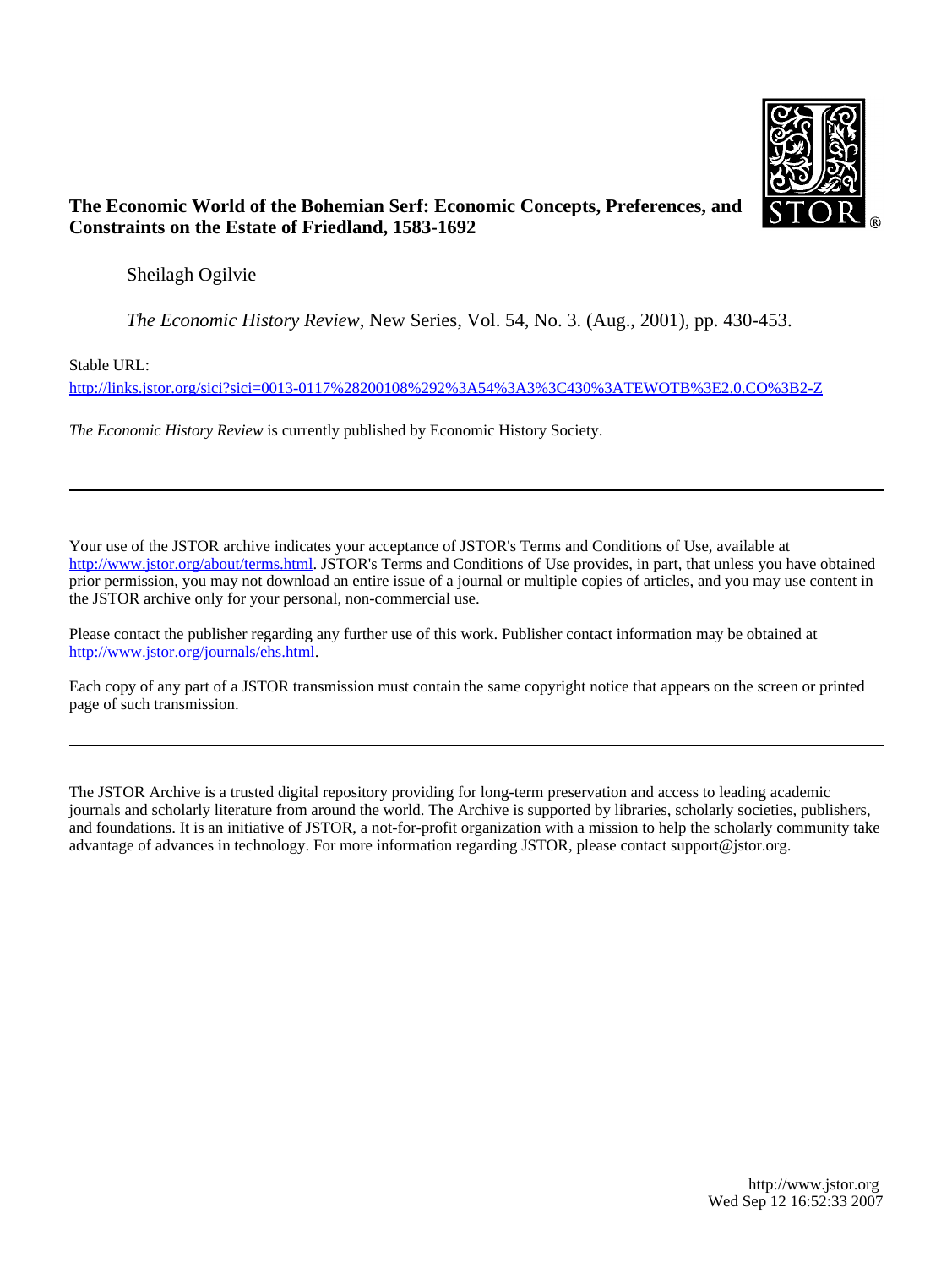**The Economic World of the Bohemian Serf: Economic Concepts, Preferences, and Constraints on the Estate of Friedland, 1583-1692**

Sheilagh Ogilvie

*The Economic History Review*, New Series, Vol. 54, No. 3. (Aug., 2001), pp. 430-453.

Stable URL:

http://links.jstor.org/sici?sici=0013-0117%28200108%292%3A54%3A3%3C430%3ATEWOTB%3E2.0.CO%3B2-Z

*The Economic History Review* is currently published by Economic History Society.

---

Your use of the JSTOR archive indicates your acceptance of JSTOR's Terms and Conditions of Use, available at http://www.jstor.org/about/terms.html. JSTOR's Terms and Conditions of Use provides, in part, that unless you have obtained prior permission, you may not download an entire issue of a journal or multiple copies of articles, and you may use content in the JSTOR archive only for your personal, non-commercial use.

Please contact the publisher regarding any further use of this work. Publisher contact information may be obtained at http://www.jstor.org/journals/ehs.html.

Each copy of any part of a JSTOR transmission must contain the same copyright notice that appears on the screen or printed page of such transmission.

---

The JSTOR Archive is a trusted digital repository providing for long-term preservation and access to leading academic journals and scholarly literature from around the world. The Archive is supported by libraries, scholarly societies, publishers, and foundations. It is an initiative of JSTOR, a not-for-profit organization with a mission to help the scholarly community take advantage of advances in technology. For more information regarding JSTOR, please contact support@jstor.org.

http://www.jstor.org
Wed Sep 12 16:52:33 2007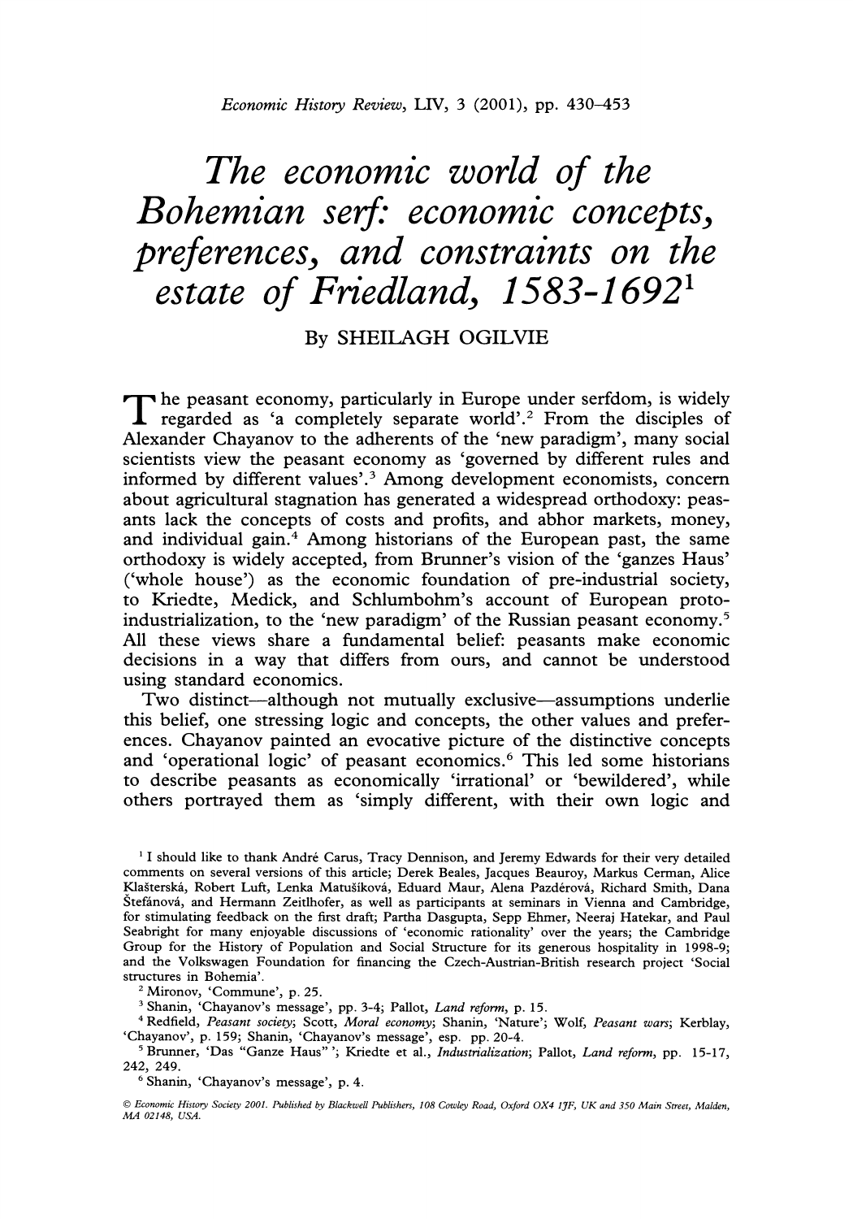# The economic world of the Bohemian serf: economic concepts, preferences, and constraints on the estate of Friedland, 1583-1692[1]

By SHEILAGH OGILVIE

The peasant economy, particularly in Europe under serfdom, is widely regarded as 'a completely separate world'.[2] From the disciples of Alexander Chayanov to the adherents of the 'new paradigm', many social scientists view the peasant economy as 'governed by different rules and informed by different values'.[3] Among development economists, concern about agricultural stagnation has generated a widespread orthodoxy: peasants lack the concepts of costs and profits, and abhor markets, money, and individual gain.[4] Among historians of the European past, the same orthodoxy is widely accepted, from Brunner's vision of the 'ganzes Haus' ('whole house') as the economic foundation of pre-industrial society, to Kriedte, Medick, and Schlumbohm's account of European proto-industrialization, to the 'new paradigm' of the Russian peasant economy.[5] All these views share a fundamental belief: peasants make economic decisions in a way that differs from ours, and cannot be understood using standard economics.

Two distinct—although not mutually exclusive—assumptions underlie this belief, one stressing logic and concepts, the other values and preferences. Chayanov painted an evocative picture of the distinctive concepts and 'operational logic' of peasant economics.[6] This led some historians to describe peasants as economically 'irrational' or 'bewildered', while others portrayed them as 'simply different, with their own logic and

[1] I should like to thank André Carus, Tracy Dennison, and Jeremy Edwards for their very detailed comments on several versions of this article; Derek Beales, Jacques Beauroy, Markus Cerman, Alice Klášterská, Robert Luft, Lenka Matušíková, Eduard Maur, Alena Pazderová, Richard Smith, Dana Štefánová, and Hermann Zeitlhofer, as well as participants at seminars in Vienna and Cambridge, for stimulating feedback on the first draft; Partha Dasgupta, Sepp Ehmer, Neeraj Hatekar, and Paul Seabright for many enjoyable discussions of 'economic rationality' over the years; the Cambridge Group for the History of Population and Social Structure for its generous hospitality in 1998-9; and the Volkswagen Foundation for financing the Czech-Austrian-British research project 'Social structures in Bohemia'.

[2] Mironov, 'Commune', p. 25.

[3] Shanin, 'Chayanov's message', pp. 3-4; Pallot, *Land reform*, p. 15.

[4] Redfield, *Peasant society*; Scott, *Moral economy*; Shanin, 'Nature'; Wolf, *Peasant wars*; Kerblay, 'Chayanov', p. 159; Shanin, 'Chayanov's message', esp. pp. 20-4.

[5] Brunner, 'Das "Ganze Haus"'; Kriedte et al., *Industrialization*; Pallot, *Land reform*, pp. 15-17, 242, 249.

[6] Shanin, 'Chayanov's message', p. 4.

© *Economic History Society 2001. Published by Blackwell Publishers, 108 Cowley Road, Oxford OX4 1JF, UK and 350 Main Street, Malden, MA 02148, USA.*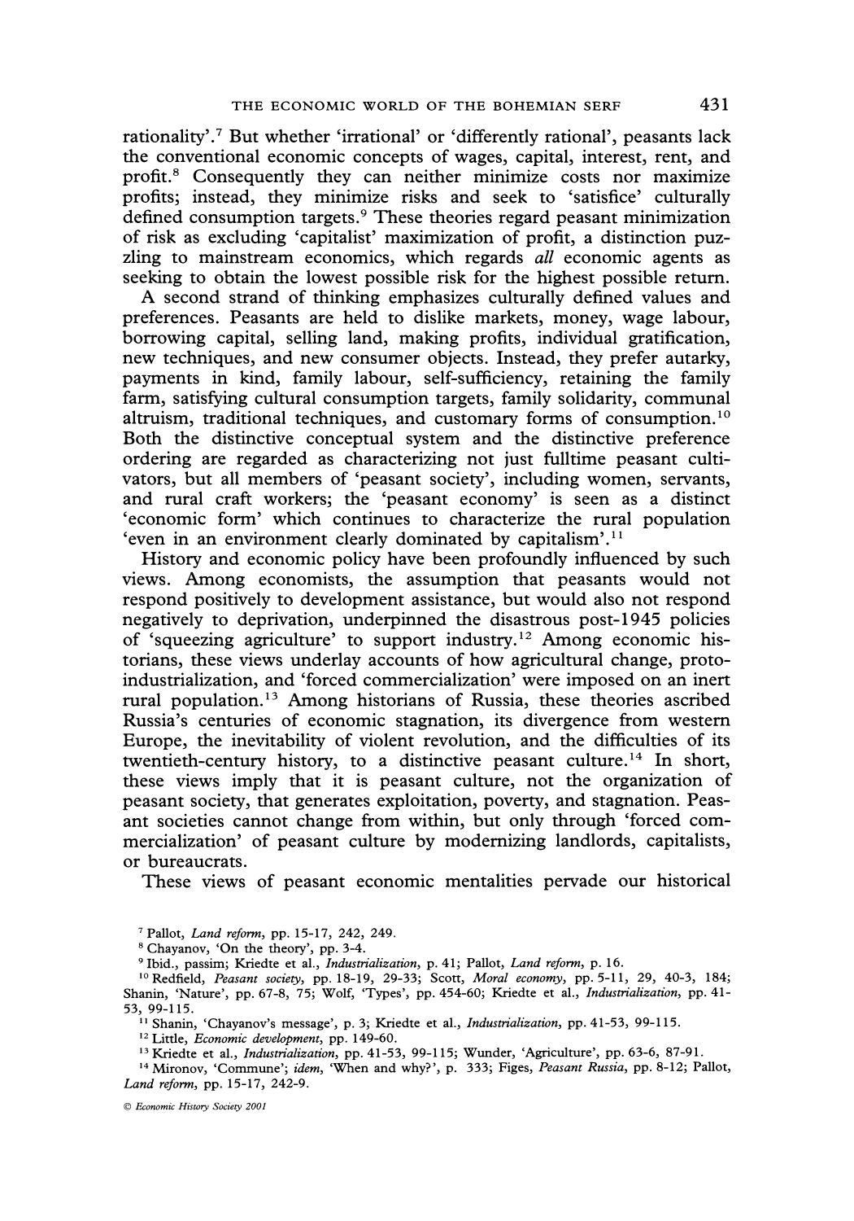rationality'.[7] But whether 'irrational' or 'differently rational', peasants lack the conventional economic concepts of wages, capital, interest, rent, and profit.[8] Consequently they can neither minimize costs nor maximize profits; instead, they minimize risks and seek to 'satisfice' culturally defined consumption targets.[9] These theories regard peasant minimization of risk as excluding 'capitalist' maximization of profit, a distinction puzzling to mainstream economics, which regards *all* economic agents as seeking to obtain the lowest possible risk for the highest possible return.

A second strand of thinking emphasizes culturally defined values and preferences. Peasants are held to dislike markets, money, wage labour, borrowing capital, selling land, making profits, individual gratification, new techniques, and new consumer objects. Instead, they prefer autarky, payments in kind, family labour, self-sufficiency, retaining the family farm, satisfying cultural consumption targets, family solidarity, communal altruism, traditional techniques, and customary forms of consumption.[10] Both the distinctive conceptual system and the distinctive preference ordering are regarded as characterizing not just fulltime peasant cultivators, but all members of 'peasant society', including women, servants, and rural craft workers; the 'peasant economy' is seen as a distinct 'economic form' which continues to characterize the rural population 'even in an environment clearly dominated by capitalism'.[11]

History and economic policy have been profoundly influenced by such views. Among economists, the assumption that peasants would not respond positively to development assistance, but would also not respond negatively to deprivation, underpinned the disastrous post-1945 policies of 'squeezing agriculture' to support industry.[12] Among economic historians, these views underlay accounts of how agricultural change, proto-industrialization, and 'forced commercialization' were imposed on an inert rural population.[13] Among historians of Russia, these theories ascribed Russia's centuries of economic stagnation, its divergence from western Europe, the inevitability of violent revolution, and the difficulties of its twentieth-century history, to a distinctive peasant culture.[14] In short, these views imply that it is peasant culture, not the organization of peasant society, that generates exploitation, poverty, and stagnation. Peasant societies cannot change from within, but only through 'forced commercialization' of peasant culture by modernizing landlords, capitalists, or bureaucrats.

These views of peasant economic mentalities pervade our historical

[7] Pallot, *Land reform*, pp. 15-17, 242, 249.

[8] Chayanov, 'On the theory', pp. 3-4.

[9] Ibid., passim; Kriedte et al., *Industrialization*, p. 41; Pallot, *Land reform*, p. 16.

[10] Redfield, *Peasant society*, pp. 18-19, 29-33; Scott, *Moral economy*, pp. 5-11, 29, 40-3, 184; Shanin, 'Nature', pp. 67-8, 75; Wolf, 'Types', pp. 454-60; Kriedte et al., *Industrialization*, pp. 41-53, 99-115.

[11] Shanin, 'Chayanov's message', p. 3; Kriedte et al., *Industrialization*, pp. 41-53, 99-115.

[12] Little, *Economic development*, pp. 149-60.

[13] Kriedte et al., *Industrialization*, pp. 41-53, 99-115; Wunder, 'Agriculture', pp. 63-6, 87-91.

[14] Mironov, 'Commune'; *idem*, 'When and why?', p. 333; Figes, *Peasant Russia*, pp. 8-12; Pallot, *Land reform*, pp. 15-17, 242-9.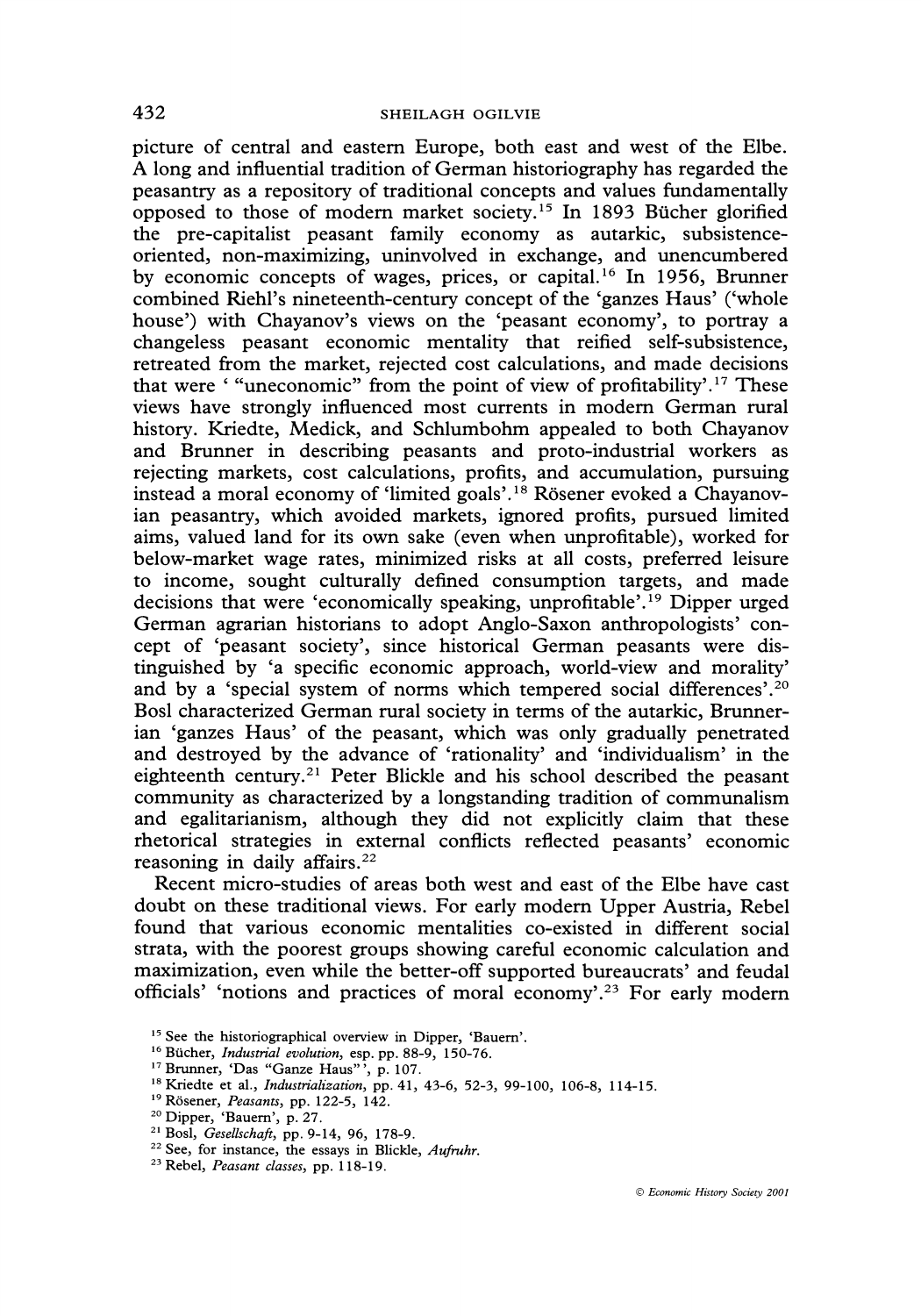picture of central and eastern Europe, both east and west of the Elbe. A long and influential tradition of German historiography has regarded the peasantry as a repository of traditional concepts and values fundamentally opposed to those of modern market society.[15] In 1893 Bücher glorified the pre-capitalist peasant family economy as autarkic, subsistence-oriented, non-maximizing, uninvolved in exchange, and unencumbered by economic concepts of wages, prices, or capital.[16] In 1956, Brunner combined Riehl's nineteenth-century concept of the 'ganzes Haus' ('whole house') with Chayanov's views on the 'peasant economy', to portray a changeless peasant economic mentality that reified self-subsistence, retreated from the market, rejected cost calculations, and made decisions that were ' "uneconomic" from the point of view of profitability'.[17] These views have strongly influenced most currents in modern German rural history. Kriedte, Medick, and Schlumbohm appealed to both Chayanov and Brunner in describing peasants and proto-industrial workers as rejecting markets, cost calculations, profits, and accumulation, pursuing instead a moral economy of 'limited goals'.[18] Rösener evoked a Chayanovian peasantry, which avoided markets, ignored profits, pursued limited aims, valued land for its own sake (even when unprofitable), worked for below-market wage rates, minimized risks at all costs, preferred leisure to income, sought culturally defined consumption targets, and made decisions that were 'economically speaking, unprofitable'.[19] Dipper urged German agrarian historians to adopt Anglo-Saxon anthropologists' concept of 'peasant society', since historical German peasants were distinguished by 'a specific economic approach, world-view and morality' and by a 'special system of norms which tempered social differences'.[20] Bosl characterized German rural society in terms of the autarkic, Brunnerian 'ganzes Haus' of the peasant, which was only gradually penetrated and destroyed by the advance of 'rationality' and 'individualism' in the eighteenth century.[21] Peter Blickle and his school described the peasant community as characterized by a longstanding tradition of communalism and egalitarianism, although they did not explicitly claim that these rhetorical strategies in external conflicts reflected peasants' economic reasoning in daily affairs.[22]

Recent micro-studies of areas both west and east of the Elbe have cast doubt on these traditional views. For early modern Upper Austria, Rebel found that various economic mentalities co-existed in different social strata, with the poorest groups showing careful economic calculation and maximization, even while the better-off supported bureaucrats' and feudal officials' 'notions and practices of moral economy'.[23] For early modern

---

[15] See the historiographical overview in Dipper, 'Bauern'.

[16] Bücher, *Industrial evolution*, esp. pp. 88-9, 150-76.

[17] Brunner, 'Das "Ganze Haus"', p. 107.

[18] Kriedte et al., *Industrialization*, pp. 41, 43-6, 52-3, 99-100, 106-8, 114-15.

[19] Rösener, *Peasants*, pp. 122-5, 142.

[20] Dipper, 'Bauern', p. 27.

[21] Bosl, *Gesellschaft*, pp. 9-14, 96, 178-9.

[22] See, for instance, the essays in Blickle, *Aufruhr*.

[23] Rebel, *Peasant classes*, pp. 118-19.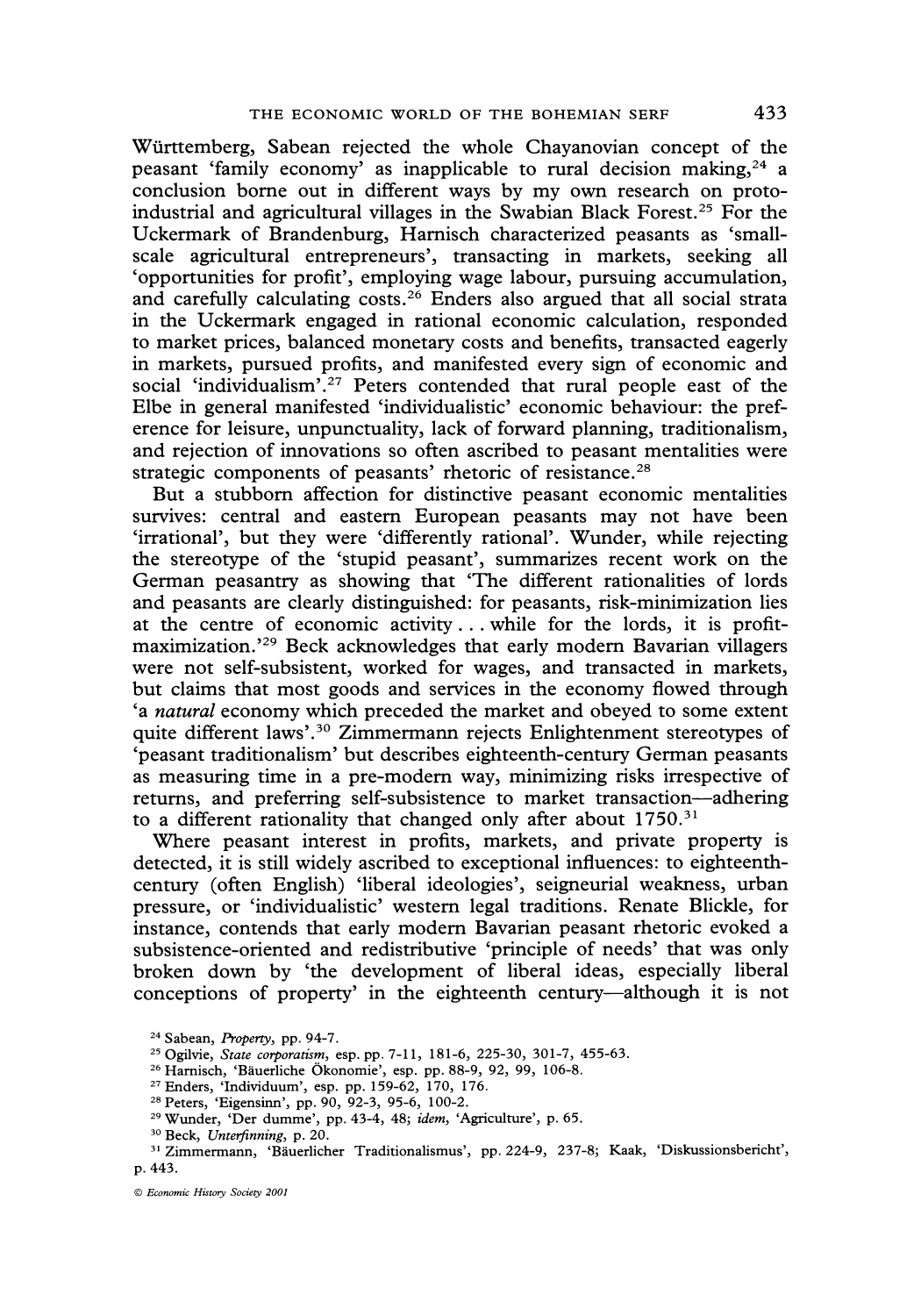Württemberg, Sabean rejected the whole Chayanovian concept of the peasant 'family economy' as inapplicable to rural decision making,[24] a conclusion borne out in different ways by my own research on proto-industrial and agricultural villages in the Swabian Black Forest.[25] For the Uckermark of Brandenburg, Harnisch characterized peasants as 'small-scale agricultural entrepreneurs', transacting in markets, seeking all 'opportunities for profit', employing wage labour, pursuing accumulation, and carefully calculating costs.[26] Enders also argued that all social strata in the Uckermark engaged in rational economic calculation, responded to market prices, balanced monetary costs and benefits, transacted eagerly in markets, pursued profits, and manifested every sign of economic and social 'individualism'.[27] Peters contended that rural people east of the Elbe in general manifested 'individualistic' economic behaviour: the preference for leisure, unpunctuality, lack of forward planning, traditionalism, and rejection of innovations so often ascribed to peasant mentalities were strategic components of peasants' rhetoric of resistance.[28]

But a stubborn affection for distinctive peasant economic mentalities survives: central and eastern European peasants may not have been 'irrational', but they were 'differently rational'. Wunder, while rejecting the stereotype of the 'stupid peasant', summarizes recent work on the German peasantry as showing that 'The different rationalities of lords and peasants are clearly distinguished: for peasants, risk-minimization lies at the centre of economic activity . . . while for the lords, it is profit-maximization.'[29] Beck acknowledges that early modern Bavarian villagers were not self-subsistent, worked for wages, and transacted in markets, but claims that most goods and services in the economy flowed through 'a *natural* economy which preceded the market and obeyed to some extent quite different laws'.[30] Zimmermann rejects Enlightenment stereotypes of 'peasant traditionalism' but describes eighteenth-century German peasants as measuring time in a pre-modern way, minimizing risks irrespective of returns, and preferring self-subsistence to market transaction—adhering to a different rationality that changed only after about 1750.[31]

Where peasant interest in profits, markets, and private property is detected, it is still widely ascribed to exceptional influences: to eighteenth-century (often English) 'liberal ideologies', seigneurial weakness, urban pressure, or 'individualistic' western legal traditions. Renate Blickle, for instance, contends that early modern Bavarian peasant rhetoric evoked a subsistence-oriented and redistributive 'principle of needs' that was only broken down by 'the development of liberal ideas, especially liberal conceptions of property' in the eighteenth century—although it is not

[24] Sabean, *Property*, pp. 94-7.

[25] Ogilvie, *State corporatism*, esp. pp. 7-11, 181-6, 225-30, 301-7, 455-63.

[26] Harnisch, 'Bäuerliche Ökonomie', esp. pp. 88-9, 92, 99, 106-8.

[27] Enders, 'Individuum', esp. pp. 159-62, 170, 176.

[28] Peters, 'Eigensinn', pp. 90, 92-3, 95-6, 100-2.

[29] Wunder, 'Der dumme', pp. 43-4, 48; *idem*, 'Agriculture', p. 65.

[30] Beck, *Unterfinning*, p. 20.

[31] Zimmermann, 'Bäuerlicher Traditionalismus', pp. 224-9, 237-8; Kaak, 'Diskussionsbericht', p. 443.

© *Economic History Society 2001*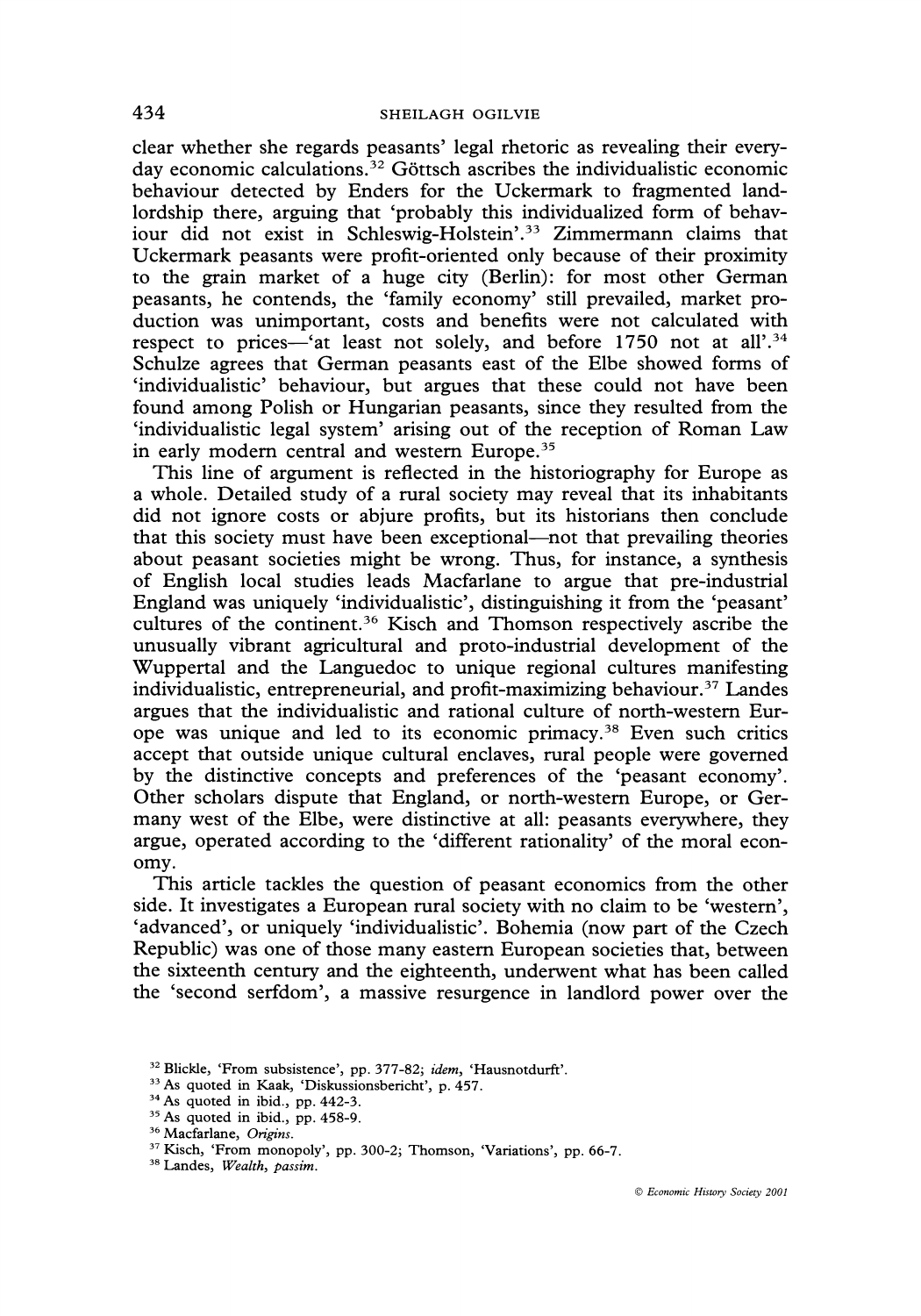clear whether she regards peasants' legal rhetoric as revealing their everyday economic calculations.[32] Göttsch ascribes the individualistic economic behaviour detected by Enders for the Uckermark to fragmented landlordship there, arguing that 'probably this individualized form of behaviour did not exist in Schleswig-Holstein'.[33] Zimmermann claims that Uckermark peasants were profit-oriented only because of their proximity to the grain market of a huge city (Berlin): for most other German peasants, he contends, the 'family economy' still prevailed, market production was unimportant, costs and benefits were not calculated with respect to prices—'at least not solely, and before 1750 not at all'.[34] Schulze agrees that German peasants east of the Elbe showed forms of 'individualistic' behaviour, but argues that these could not have been found among Polish or Hungarian peasants, since they resulted from the 'individualistic legal system' arising out of the reception of Roman Law in early modern central and western Europe.[35]

This line of argument is reflected in the historiography for Europe as a whole. Detailed study of a rural society may reveal that its inhabitants did not ignore costs or abjure profits, but its historians then conclude that this society must have been exceptional—not that prevailing theories about peasant societies might be wrong. Thus, for instance, a synthesis of English local studies leads Macfarlane to argue that pre-industrial England was uniquely 'individualistic', distinguishing it from the 'peasant' cultures of the continent.[36] Kisch and Thomson respectively ascribe the unusually vibrant agricultural and proto-industrial development of the Wuppertal and the Languedoc to unique regional cultures manifesting individualistic, entrepreneurial, and profit-maximizing behaviour.[37] Landes argues that the individualistic and rational culture of north-western Europe was unique and led to its economic primacy.[38] Even such critics accept that outside unique cultural enclaves, rural people were governed by the distinctive concepts and preferences of the 'peasant economy'. Other scholars dispute that England, or north-western Europe, or Germany west of the Elbe, were distinctive at all: peasants everywhere, they argue, operated according to the 'different rationality' of the moral economy.

This article tackles the question of peasant economics from the other side. It investigates a European rural society with no claim to be 'western', 'advanced', or uniquely 'individualistic'. Bohemia (now part of the Czech Republic) was one of those many eastern European societies that, between the sixteenth century and the eighteenth, underwent what has been called the 'second serfdom', a massive resurgence in landlord power over the

[32] Blickle, 'From subsistence', pp. 377-82; *idem*, 'Hausnotdurft'.

[33] As quoted in Kaak, 'Diskussionsbericht', p. 457.

[34] As quoted in ibid., pp. 442-3.

[35] As quoted in ibid., pp. 458-9.

[36] Macfarlane, *Origins*.

[37] Kisch, 'From monopoly', pp. 300-2; Thomson, 'Variations', pp. 66-7.

[38] Landes, *Wealth*, *passim*.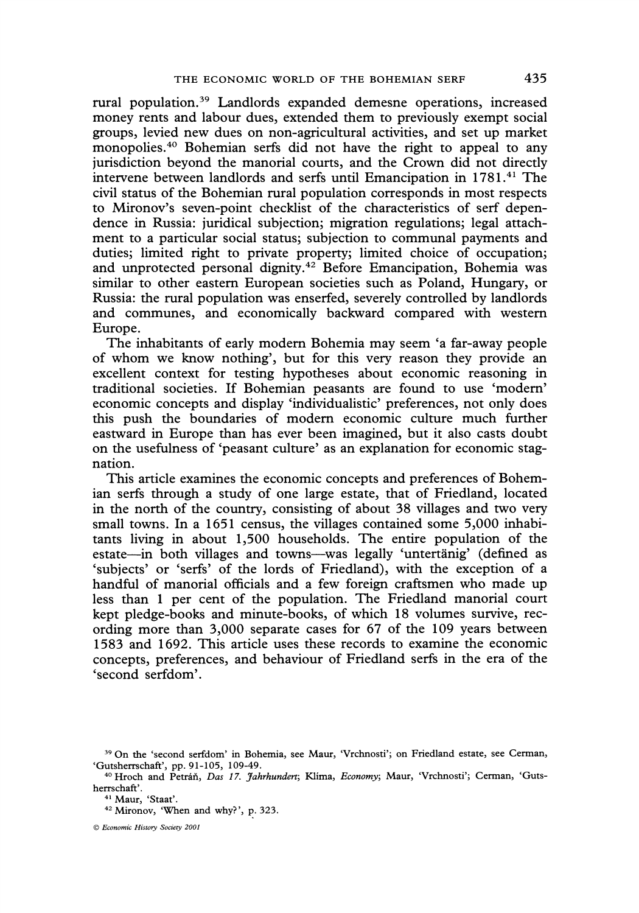rural population.[39] Landlords expanded demesne operations, increased money rents and labour dues, extended them to previously exempt social groups, levied new dues on non-agricultural activities, and set up market monopolies.[40] Bohemian serfs did not have the right to appeal to any jurisdiction beyond the manorial courts, and the Crown did not directly intervene between landlords and serfs until Emancipation in 1781.[41] The civil status of the Bohemian rural population corresponds in most respects to Mironov's seven-point checklist of the characteristics of serf dependence in Russia: juridical subjection; migration regulations; legal attachment to a particular social status; subjection to communal payments and duties; limited right to private property; limited choice of occupation; and unprotected personal dignity.[42] Before Emancipation, Bohemia was similar to other eastern European societies such as Poland, Hungary, or Russia: the rural population was enserfed, severely controlled by landlords and communes, and economically backward compared with western Europe.

The inhabitants of early modern Bohemia may seem 'a far-away people of whom we know nothing', but for this very reason they provide an excellent context for testing hypotheses about economic reasoning in traditional societies. If Bohemian peasants are found to use 'modern' economic concepts and display 'individualistic' preferences, not only does this push the boundaries of modern economic culture much further eastward in Europe than has ever been imagined, but it also casts doubt on the usefulness of 'peasant culture' as an explanation for economic stagnation.

This article examines the economic concepts and preferences of Bohemian serfs through a study of one large estate, that of Friedland, located in the north of the country, consisting of about 38 villages and two very small towns. In a 1651 census, the villages contained some 5,000 inhabitants living in about 1,500 households. The entire population of the estate—in both villages and towns—was legally 'untertänig' (defined as 'subjects' or 'serfs' of the lords of Friedland), with the exception of a handful of manorial officials and a few foreign craftsmen who made up less than 1 per cent of the population. The Friedland manorial court kept pledge-books and minute-books, of which 18 volumes survive, recording more than 3,000 separate cases for 67 of the 109 years between 1583 and 1692. This article uses these records to examine the economic concepts, preferences, and behaviour of Friedland serfs in the era of the 'second serfdom'.

[39] On the 'second serfdom' in Bohemia, see Maur, 'Vrchnosti'; on Friedland estate, see Cerman, 'Gutsherrschaft', pp. 91-105, 109-49.

[40] Hroch and Petráň, *Das 17. Jahrhundert*; Klíma, *Economy*; Maur, 'Vrchnosti'; Cerman, 'Gutsherrschaft'.

[41] Maur, 'Staat'.

[42] Mironov, 'When and why?', p. 323.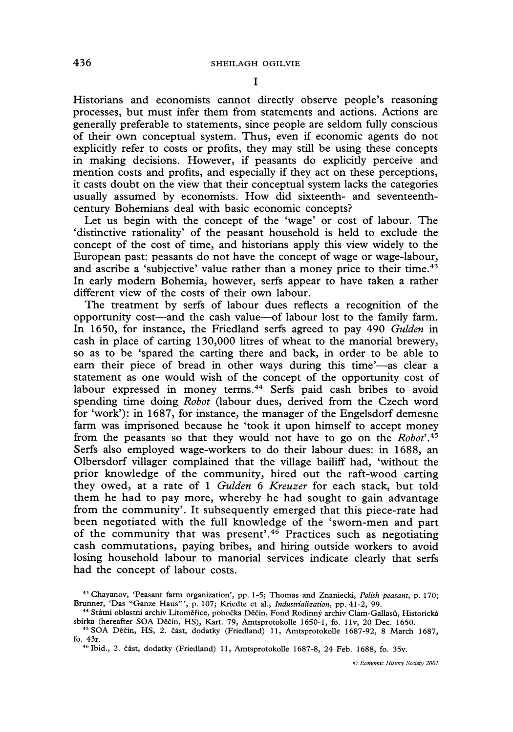# I

Historians and economists cannot directly observe people's reasoning processes, but must infer them from statements and actions. Actions are generally preferable to statements, since people are seldom fully conscious of their own conceptual system. Thus, even if economic agents do not explicitly refer to costs or profits, they may still be using these concepts in making decisions. However, if peasants do explicitly perceive and mention costs and profits, and especially if they act on these perceptions, it casts doubt on the view that their conceptual system lacks the categories usually assumed by economists. How did sixteenth- and seventeenth-century Bohemians deal with basic economic concepts?

Let us begin with the concept of the 'wage' or cost of labour. The 'distinctive rationality' of the peasant household is held to exclude the concept of the cost of time, and historians apply this view widely to the European past: peasants do not have the concept of wage or wage-labour, and ascribe a 'subjective' value rather than a money price to their time.[43] In early modern Bohemia, however, serfs appear to have taken a rather different view of the costs of their own labour.

The treatment by serfs of labour dues reflects a recognition of the opportunity cost—and the cash value—of labour lost to the family farm. In 1650, for instance, the Friedland serfs agreed to pay 490 *Gulden* in cash in place of carting 130,000 litres of wheat to the manorial brewery, so as to be 'spared the carting there and back, in order to be able to earn their piece of bread in other ways during this time'—as clear a statement as one would wish of the concept of the opportunity cost of labour expressed in money terms.[44] Serfs paid cash bribes to avoid spending time doing *Robot* (labour dues, derived from the Czech word for 'work'): in 1687, for instance, the manager of the Engelsdorf demesne farm was imprisoned because he 'took it upon himself to accept money from the peasants so that they would not have to go on the *Robot*'.[45] Serfs also employed wage-workers to do their labour dues: in 1688, an Olbersdorf villager complained that the village bailiff had, 'without the prior knowledge of the community, hired out the raft-wood carting they owed, at a rate of 1 *Gulden* 6 *Kreuzer* for each stack, but told them he had to pay more, whereby he had sought to gain advantage from the community'. It subsequently emerged that this piece-rate had been negotiated with the full knowledge of the 'sworn-men and part of the community that was present'.[46] Practices such as negotiating cash commutations, paying bribes, and hiring outside workers to avoid losing household labour to manorial services indicate clearly that serfs had the concept of labour costs.

---

[43] Chayanov, 'Peasant farm organization', pp. 1-5; Thomas and Znaniecki, *Polish peasant*, p. 170; Brunner, 'Das "Ganze Haus"', p. 107; Kriedte et al., *Industrialization*, pp. 41-2, 99.

[44] Státní oblastní archiv Litoměřice, pobočka Děčín, Fond Rodinný archiv Clam-Gallasů, Historická sbírka (hereafter SOA Děčín, HS), Kart. 79, Amtsprotokolle 1650-1, fo. 11v, 20 Dec. 1650.

[45] SOA Děčín, HS, 2. část, dodatky (Friedland) 11, Amtsprotokolle 1687-92, 8 March 1687, fo. 43r.

[46] Ibid., 2. část, dodatky (Friedland) 11, Amtsprotokolle 1687-8, 24 Feb. 1688, fo. 35v.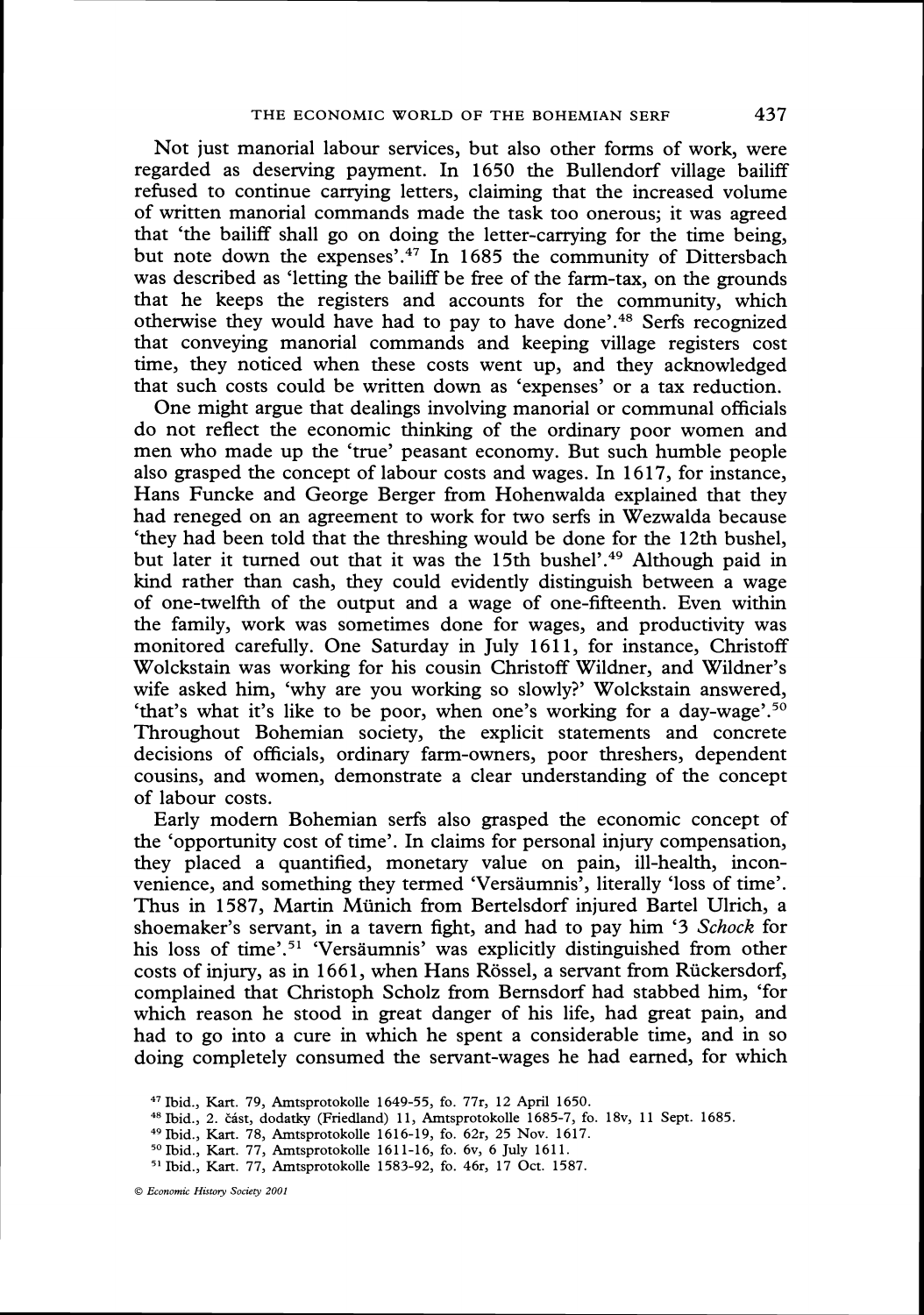Not just manorial labour services, but also other forms of work, were regarded as deserving payment. In 1650 the Bullendorf village bailiff refused to continue carrying letters, claiming that the increased volume of written manorial commands made the task too onerous; it was agreed that 'the bailiff shall go on doing the letter-carrying for the time being, but note down the expenses'.[47] In 1685 the community of Dittersbach was described as 'letting the bailiff be free of the farm-tax, on the grounds that he keeps the registers and accounts for the community, which otherwise they would have had to pay to have done'.[48] Serfs recognized that conveying manorial commands and keeping village registers cost time, they noticed when these costs went up, and they acknowledged that such costs could be written down as 'expenses' or a tax reduction.

One might argue that dealings involving manorial or communal officials do not reflect the economic thinking of the ordinary poor women and men who made up the 'true' peasant economy. But such humble people also grasped the concept of labour costs and wages. In 1617, for instance, Hans Funcke and George Berger from Hohenwalda explained that they had reneged on an agreement to work for two serfs in Wezwalda because 'they had been told that the threshing would be done for the 12th bushel, but later it turned out that it was the 15th bushel'.[49] Although paid in kind rather than cash, they could evidently distinguish between a wage of one-twelfth of the output and a wage of one-fifteenth. Even within the family, work was sometimes done for wages, and productivity was monitored carefully. One Saturday in July 1611, for instance, Christoff Wolckstain was working for his cousin Christoff Wildner, and Wildner's wife asked him, 'why are you working so slowly?' Wolckstain answered, 'that's what it's like to be poor, when one's working for a day-wage'.[50] Throughout Bohemian society, the explicit statements and concrete decisions of officials, ordinary farm-owners, poor threshers, dependent cousins, and women, demonstrate a clear understanding of the concept of labour costs.

Early modern Bohemian serfs also grasped the economic concept of the 'opportunity cost of time'. In claims for personal injury compensation, they placed a quantified, monetary value on pain, ill-health, inconvenience, and something they termed 'Versäumnis', literally 'loss of time'. Thus in 1587, Martin Münich from Bertelsdorf injured Bartel Ulrich, a shoemaker's servant, in a tavern fight, and had to pay him '3 *Schock* for his loss of time'.[51] 'Versäumnis' was explicitly distinguished from other costs of injury, as in 1661, when Hans Rössel, a servant from Rückersdorf, complained that Christoph Scholz from Bernsdorf had stabbed him, 'for which reason he stood in great danger of his life, had great pain, and had to go into a cure in which he spent a considerable time, and in so doing completely consumed the servant-wages he had earned, for which

[47] Ibid., Kart. 79, Amtsprotokolle 1649-55, fo. 77r, 12 April 1650.

[48] Ibid., 2. část, dodatky (Friedland) 11, Amtsprotokolle 1685-7, fo. 18v, 11 Sept. 1685.

[49] Ibid., Kart. 78, Amtsprotokolle 1616-19, fo. 62r, 25 Nov. 1617.

[50] Ibid., Kart. 77, Amtsprotokolle 1611-16, fo. 6v, 6 July 1611.

[51] Ibid., Kart. 77, Amtsprotokolle 1583-92, fo. 46r, 17 Oct. 1587.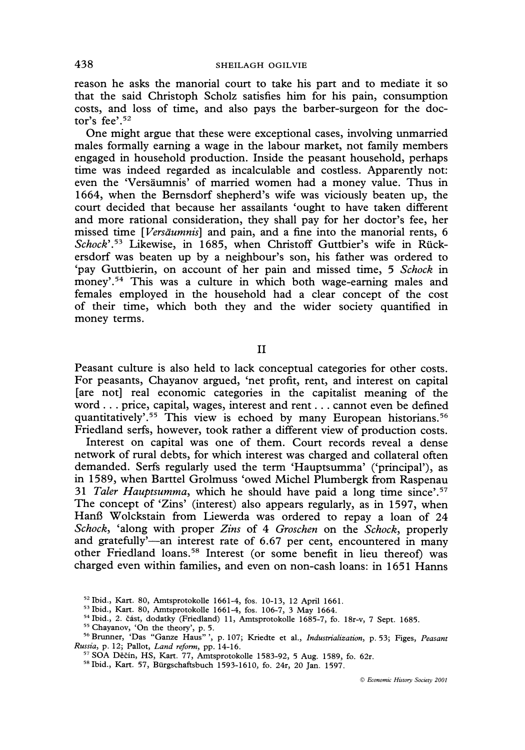reason he asks the manorial court to take his part and to mediate it so that the said Christoph Scholz satisfies him for his pain, consumption costs, and loss of time, and also pays the barber-surgeon for the doctor's fee'.[52]

One might argue that these were exceptional cases, involving unmarried males formally earning a wage in the labour market, not family members engaged in household production. Inside the peasant household, perhaps time was indeed regarded as incalculable and costless. Apparently not: even the 'Versäumnis' of married women had a money value. Thus in 1664, when the Bernsdorf shepherd's wife was viciously beaten up, the court decided that because her assailants 'ought to have taken different and more rational consideration, they shall pay for her doctor's fee, her missed time [*Versäumnis*] and pain, and a fine into the manorial rents, 6 *Schock*'.[53] Likewise, in 1685, when Christoff Guttbier's wife in Rückersdorf was beaten up by a neighbour's son, his father was ordered to 'pay Guttbierin, on account of her pain and missed time, 5 *Schock* in money'.[54] This was a culture in which both wage-earning males and females employed in the household had a clear concept of the cost of their time, which both they and the wider society quantified in money terms.

## II

Peasant culture is also held to lack conceptual categories for other costs. For peasants, Chayanov argued, 'net profit, rent, and interest on capital [are not] real economic categories in the capitalist meaning of the word . . . price, capital, wages, interest and rent . . . cannot even be defined quantitatively'.[55] This view is echoed by many European historians.[56] Friedland serfs, however, took rather a different view of production costs.

Interest on capital was one of them. Court records reveal a dense network of rural debts, for which interest was charged and collateral often demanded. Serfs regularly used the term 'Hauptsumma' ('principal'), as in 1589, when Barttel Grolmuss 'owed Michel Plumbergk from Raspenau 31 *Taler Hauptsumma*, which he should have paid a long time since'.[57] The concept of 'Zins' (interest) also appears regularly, as in 1597, when Hanß Wolckstain from Liewerda was ordered to repay a loan of 24 *Schock*, 'along with proper *Zins* of 4 *Groschen* on the *Schock*, properly and gratefully'—an interest rate of 6.67 per cent, encountered in many other Friedland loans.[58] Interest (or some benefit in lieu thereof) was charged even within families, and even on non-cash loans: in 1651 Hanns

[52] Ibid., Kart. 80, Amtsprotokolle 1661-4, fos. 10-13, 12 April 1661.

[53] Ibid., Kart. 80, Amtsprotokolle 1661-4, fos. 106-7, 3 May 1664.

[54] Ibid., 2. část, dodatky (Friedland) 11, Amtsprotokolle 1685-7, fo. 18r-v, 7 Sept. 1685.

[55] Chayanov, 'On the theory', p. 5.

[56] Brunner, 'Das "Ganze Haus"', p. 107; Kriedte et al., *Industrialization*, p. 53; Figes, *Peasant Russia*, p. 12; Pallot, *Land reform*, pp. 14-16.

[57] SOA Děčín, HS, Kart. 77, Amtsprotokolle 1583-92, 5 Aug. 1589, fo. 62r.

[58] Ibid., Kart. 57, Bürgschaftsbuch 1593-1610, fo. 24r, 20 Jan. 1597.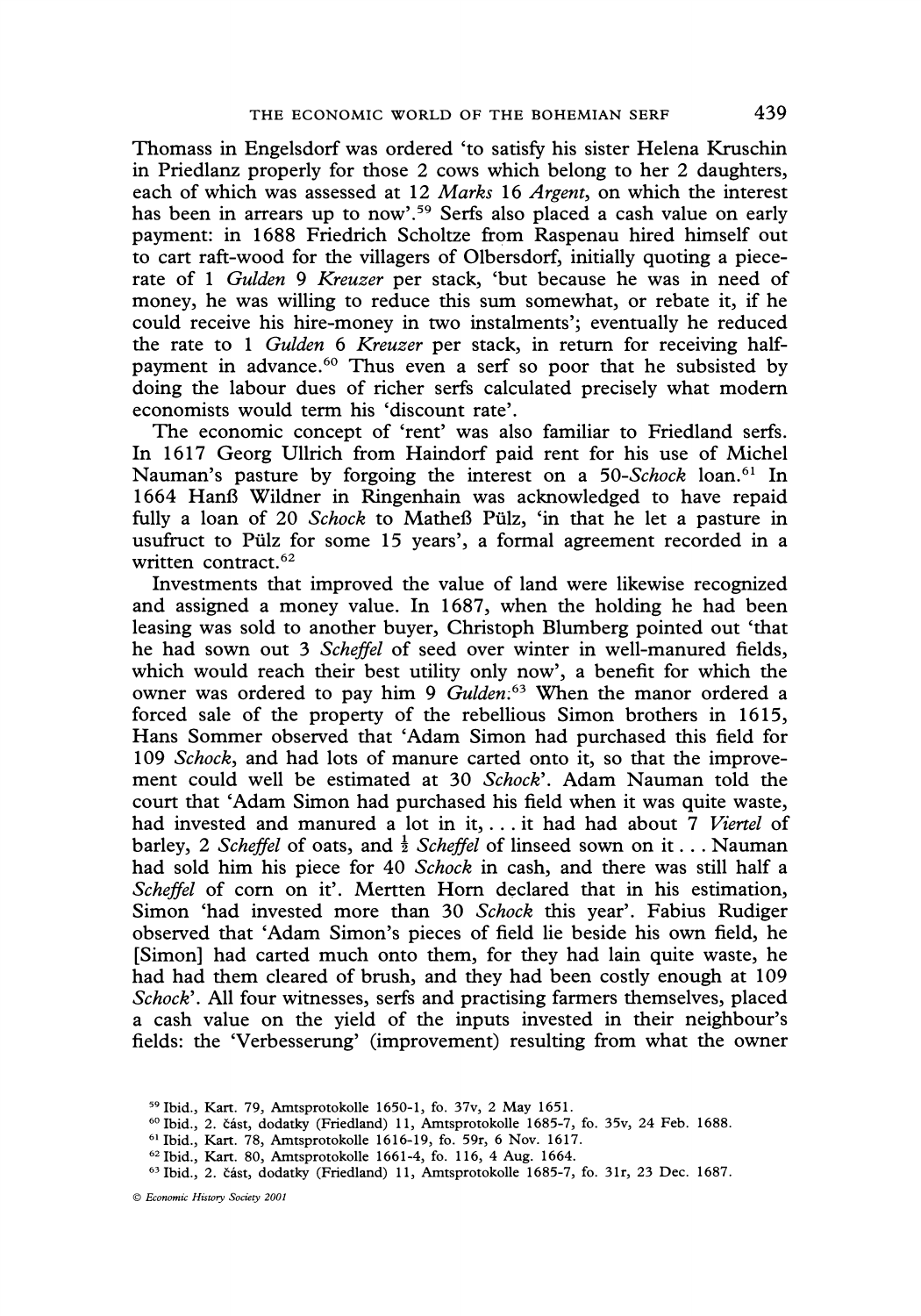Thomass in Engelsdorf was ordered 'to satisfy his sister Helena Kruschin in Priedlanz properly for those 2 cows which belong to her 2 daughters, each of which was assessed at 12 *Marks* 16 *Argent*, on which the interest has been in arrears up to now'.[59] Serfs also placed a cash value on early payment: in 1688 Friedrich Scholtze from Raspenau hired himself out to cart raft-wood for the villagers of Olbersdorf, initially quoting a piece-rate of 1 *Gulden* 9 *Kreuzer* per stack, 'but because he was in need of money, he was willing to reduce this sum somewhat, or rebate it, if he could receive his hire-money in two instalments'; eventually he reduced the rate to 1 *Gulden* 6 *Kreuzer* per stack, in return for receiving half-payment in advance.[60] Thus even a serf so poor that he subsisted by doing the labour dues of richer serfs calculated precisely what modern economists would term his 'discount rate'.

The economic concept of 'rent' was also familiar to Friedland serfs. In 1617 Georg Ullrich from Haindorf paid rent for his use of Michel Nauman's pasture by forgoing the interest on a 50-*Schock* loan.[61] In 1664 Hanß Wildner in Ringenhain was acknowledged to have repaid fully a loan of 20 *Schock* to Matheß Pülz, 'in that he let a pasture in usufruct to Pülz for some 15 years', a formal agreement recorded in a written contract.[62]

Investments that improved the value of land were likewise recognized and assigned a money value. In 1687, when the holding he had been leasing was sold to another buyer, Christoph Blumberg pointed out 'that he had sown out 3 *Scheffel* of seed over winter in well-manured fields, which would reach their best utility only now', a benefit for which the owner was ordered to pay him 9 *Gulden*.[63] When the manor ordered a forced sale of the property of the rebellious Simon brothers in 1615, Hans Sommer observed that 'Adam Simon had purchased this field for 109 *Schock*, and had lots of manure carted onto it, so that the improvement could well be estimated at 30 *Schock*'. Adam Nauman told the court that 'Adam Simon had purchased his field when it was quite waste, had invested and manured a lot in it, . . . it had had about 7 *Viertel* of barley, 2 *Scheffel* of oats, and ½ *Scheffel* of linseed sown on it . . . Nauman had sold him his piece for 40 *Schock* in cash, and there was still half a *Scheffel* of corn on it'. Mertten Horn declared that in his estimation, Simon 'had invested more than 30 *Schock* this year'. Fabius Rudiger observed that 'Adam Simon's pieces of field lie beside his own field, he [Simon] had carted much onto them, for they had lain quite waste, he had had them cleared of brush, and they had been costly enough at 109 *Schock*'. All four witnesses, serfs and practising farmers themselves, placed a cash value on the yield of the inputs invested in their neighbour's fields: the 'Verbesserung' (improvement) resulting from what the owner

[59] Ibid., Kart. 79, Amtsprotokolle 1650-1, fo. 37v, 2 May 1651.

[60] Ibid., 2. část, dodatky (Friedland) 11, Amtsprotokolle 1685-7, fo. 35v, 24 Feb. 1688.

[61] Ibid., Kart. 78, Amtsprotokolle 1616-19, fo. 59r, 6 Nov. 1617.

[62] Ibid., Kart. 80, Amtsprotokolle 1661-4, fo. 116, 4 Aug. 1664.

[63] Ibid., 2. část, dodatky (Friedland) 11, Amtsprotokolle 1685-7, fo. 31r, 23 Dec. 1687.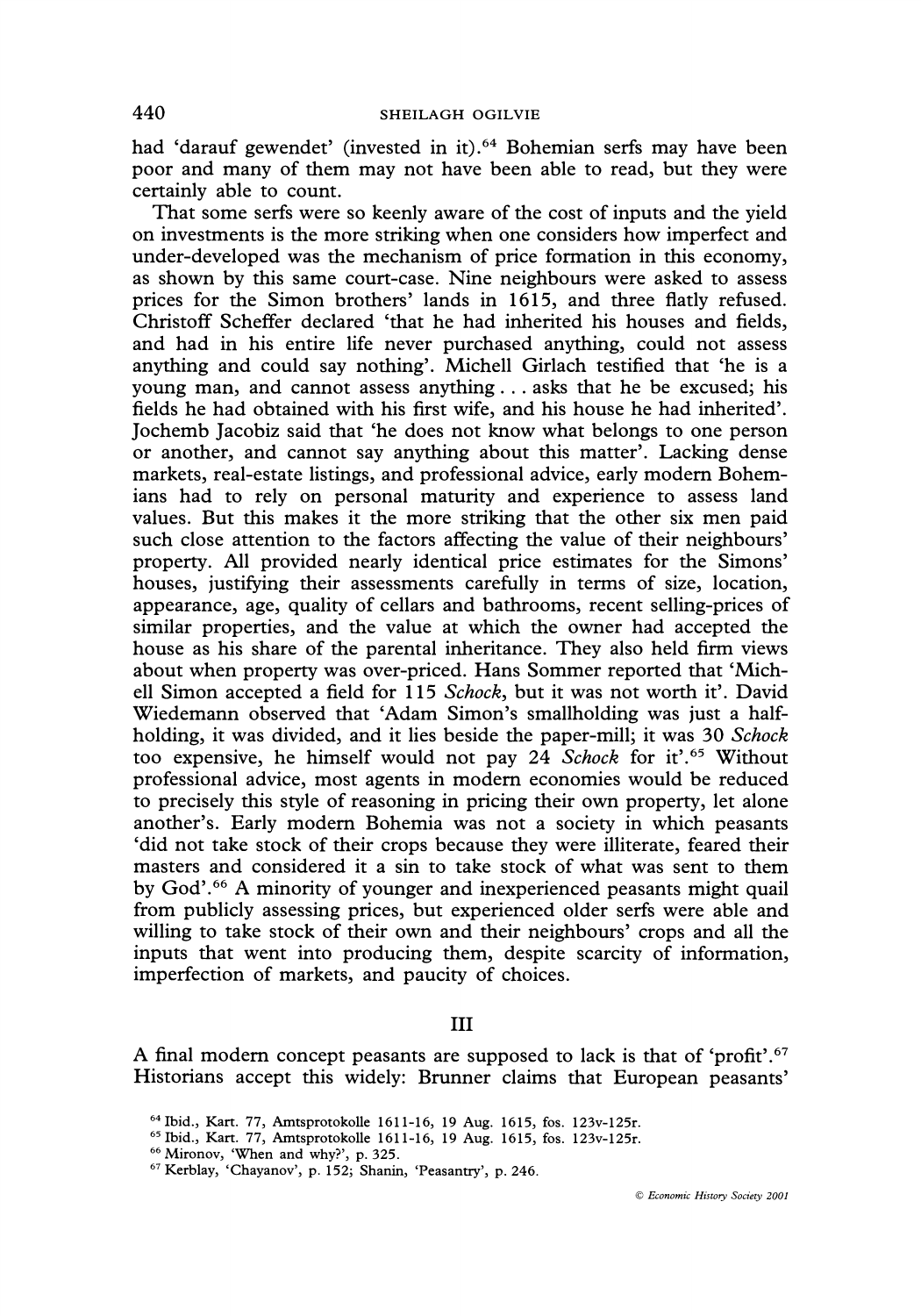had 'darauf gewendet' (invested in it).[64] Bohemian serfs may have been poor and many of them may not have been able to read, but they were certainly able to count.

That some serfs were so keenly aware of the cost of inputs and the yield on investments is the more striking when one considers how imperfect and under-developed was the mechanism of price formation in this economy, as shown by this same court-case. Nine neighbours were asked to assess prices for the Simon brothers' lands in 1615, and three flatly refused. Christoff Scheffer declared 'that he had inherited his houses and fields, and had in his entire life never purchased anything, could not assess anything and could say nothing'. Michell Girlach testified that 'he is a young man, and cannot assess anything . . . asks that he be excused; his fields he had obtained with his first wife, and his house he had inherited'. Jochemb Jacobiz said that 'he does not know what belongs to one person or another, and cannot say anything about this matter'. Lacking dense markets, real-estate listings, and professional advice, early modern Bohemians had to rely on personal maturity and experience to assess land values. But this makes it the more striking that the other six men paid such close attention to the factors affecting the value of their neighbours' property. All provided nearly identical price estimates for the Simons' houses, justifying their assessments carefully in terms of size, location, appearance, age, quality of cellars and bathrooms, recent selling-prices of similar properties, and the value at which the owner had accepted the house as his share of the parental inheritance. They also held firm views about when property was over-priced. Hans Sommer reported that 'Michell Simon accepted a field for 115 *Schock*, but it was not worth it'. David Wiedemann observed that 'Adam Simon's smallholding was just a half-holding, it was divided, and it lies beside the paper-mill; it was 30 *Schock* too expensive, he himself would not pay 24 *Schock* for it'.[65] Without professional advice, most agents in modern economies would be reduced to precisely this style of reasoning in pricing their own property, let alone another's. Early modern Bohemia was not a society in which peasants 'did not take stock of their crops because they were illiterate, feared their masters and considered it a sin to take stock of what was sent to them by God'.[66] A minority of younger and inexperienced peasants might quail from publicly assessing prices, but experienced older serfs were able and willing to take stock of their own and their neighbours' crops and all the inputs that went into producing them, despite scarcity of information, imperfection of markets, and paucity of choices.

## III

A final modern concept peasants are supposed to lack is that of 'profit'.[67] Historians accept this widely: Brunner claims that European peasants'

---

[64] Ibid., Kart. 77, Amtsprotokolle 1611-16, 19 Aug. 1615, fos. 123v-125r.

[65] Ibid., Kart. 77, Amtsprotokolle 1611-16, 19 Aug. 1615, fos. 123v-125r.

[66] Mironov, 'When and why?', p. 325.

[67] Kerblay, 'Chayanov', p. 152; Shanin, 'Peasantry', p. 246.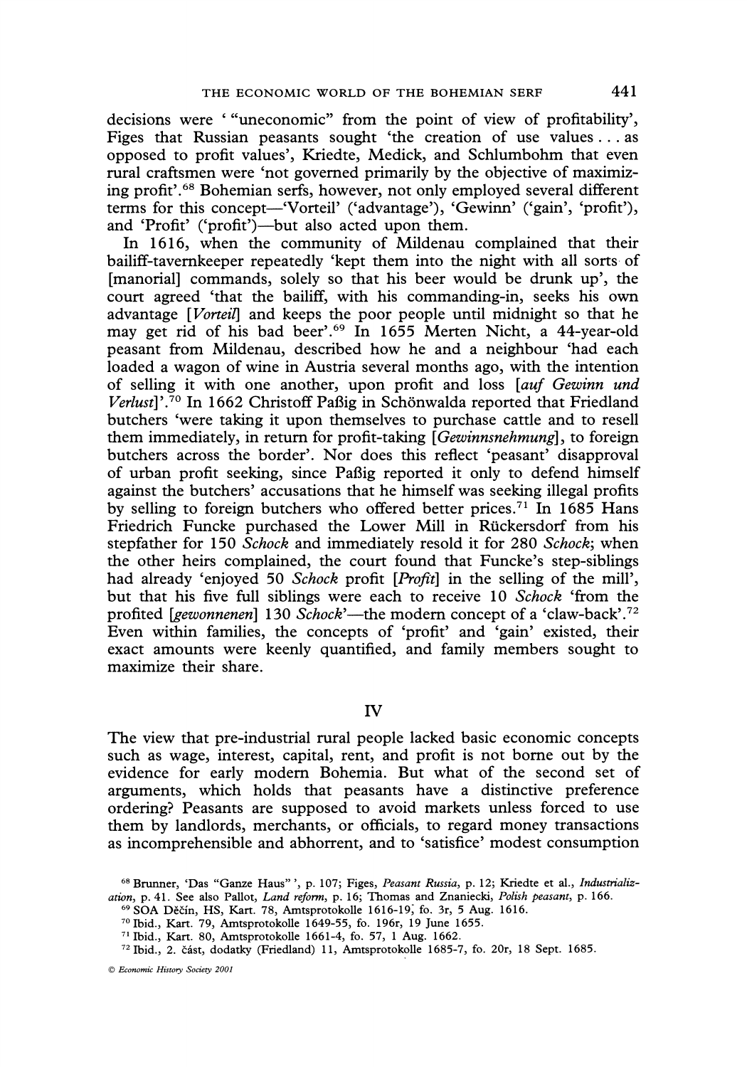decisions were '"uneconomic" from the point of view of profitability', Figes that Russian peasants sought 'the creation of use values . . . as opposed to profit values', Kriedte, Medick, and Schlumbohm that even rural craftsmen were 'not governed primarily by the objective of maximizing profit'.[68] Bohemian serfs, however, not only employed several different terms for this concept—'Vorteil' ('advantage'), 'Gewinn' ('gain', 'profit'), and 'Profit' ('profit')—but also acted upon them.

In 1616, when the community of Mildenau complained that their bailiff-tavernkeeper repeatedly 'kept them into the night with all sorts of [manorial] commands, solely so that his beer would be drunk up', the court agreed 'that the bailiff, with his commanding-in, seeks his own advantage [*Vorteil*] and keeps the poor people until midnight so that he may get rid of his bad beer'.[69] In 1655 Merten Nicht, a 44-year-old peasant from Mildenau, described how he and a neighbour 'had each loaded a wagon of wine in Austria several months ago, with the intention of selling it with one another, upon profit and loss [*auf Gewinn und Verlust*]'.[70] In 1662 Christoff Paßig in Schönwalda reported that Friedland butchers 'were taking it upon themselves to purchase cattle and to resell them immediately, in return for profit-taking [*Gewinnsnehmung*], to foreign butchers across the border'. Nor does this reflect 'peasant' disapproval of urban profit seeking, since Paßig reported it only to defend himself against the butchers' accusations that he himself was seeking illegal profits by selling to foreign butchers who offered better prices.[71] In 1685 Hans Friedrich Funcke purchased the Lower Mill in Rückersdorf from his stepfather for 150 *Schock* and immediately resold it for 280 *Schock*; when the other heirs complained, the court found that Funcke's step-siblings had already 'enjoyed 50 *Schock* profit [*Profit*] in the selling of the mill', but that his five full siblings were each to receive 10 *Schock* 'from the profited [*gewonnenen*] 130 *Schock*'—the modern concept of a 'claw-back'.[72] Even within families, the concepts of 'profit' and 'gain' existed, their exact amounts were keenly quantified, and family members sought to maximize their share.

## IV

The view that pre-industrial rural people lacked basic economic concepts such as wage, interest, capital, rent, and profit is not borne out by the evidence for early modern Bohemia. But what of the second set of arguments, which holds that peasants have a distinctive preference ordering? Peasants are supposed to avoid markets unless forced to use them by landlords, merchants, or officials, to regard money transactions as incomprehensible and abhorrent, and to 'satisfice' modest consumption

[68] Brunner, 'Das "Ganze Haus"', p. 107; Figes, *Peasant Russia*, p. 12; Kriedte et al., *Industrialization*, p. 41. See also Pallot, *Land reform*, p. 16; Thomas and Znaniecki, *Polish peasant*, p. 166.

[69] SOA Děčín, HS, Kart. 78, Amtsprotokolle 1616-19, fo. 3r, 5 Aug. 1616.

[70] Ibid., Kart. 79, Amtsprotokolle 1649-55, fo. 196r, 19 June 1655.

[71] Ibid., Kart. 80, Amtsprotokolle 1661-4, fo. 57, 1 Aug. 1662.

[72] Ibid., 2. část, dodatky (Friedland) 11, Amtsprotokolle 1685-7, fo. 20r, 18 Sept. 1685.

© *Economic History Society 2001*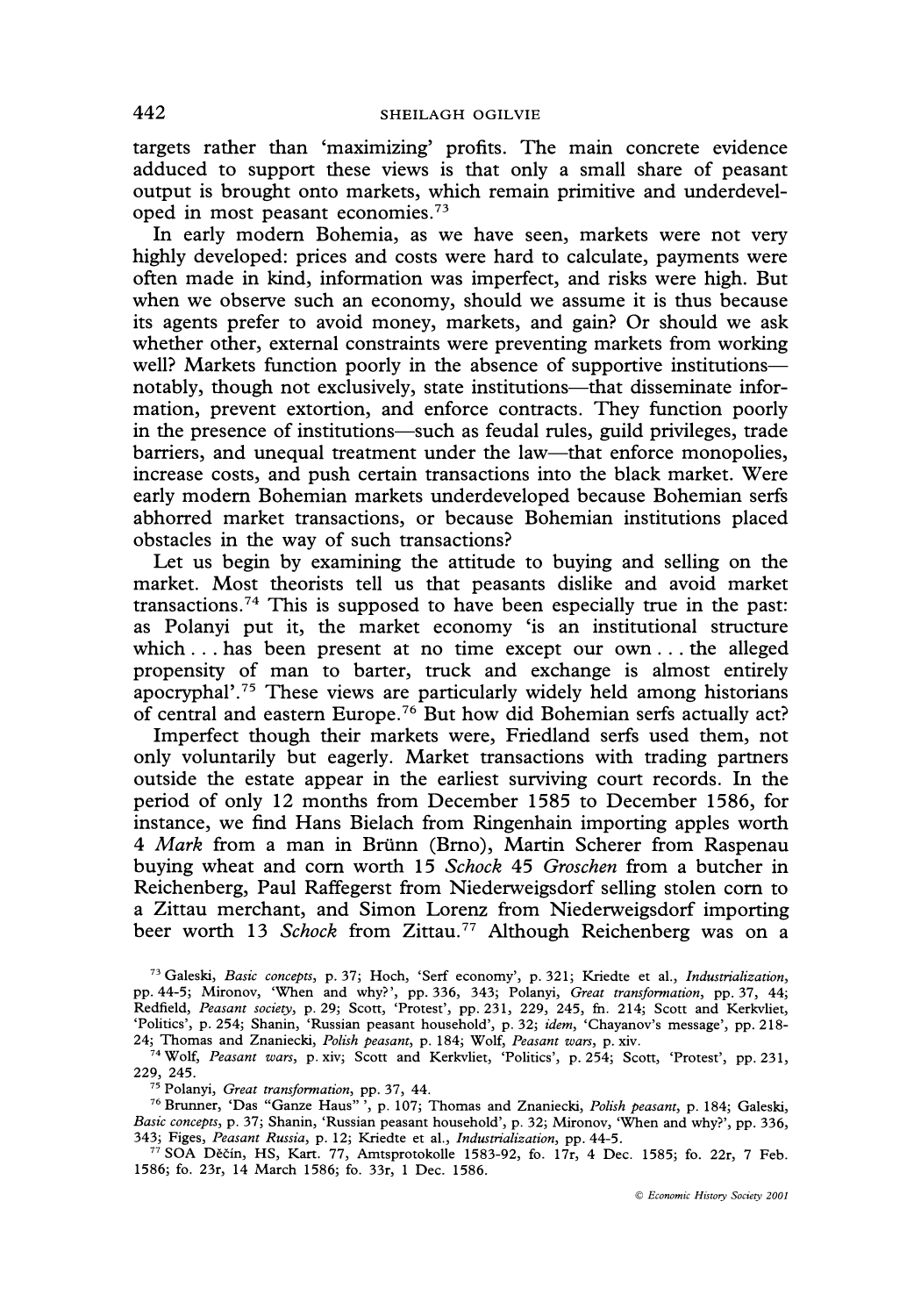targets rather than 'maximizing' profits. The main concrete evidence adduced to support these views is that only a small share of peasant output is brought onto markets, which remain primitive and underdeveloped in most peasant economies.[73]

In early modern Bohemia, as we have seen, markets were not very highly developed: prices and costs were hard to calculate, payments were often made in kind, information was imperfect, and risks were high. But when we observe such an economy, should we assume it is thus because its agents prefer to avoid money, markets, and gain? Or should we ask whether other, external constraints were preventing markets from working well? Markets function poorly in the absence of supportive institutions—notably, though not exclusively, state institutions—that disseminate information, prevent extortion, and enforce contracts. They function poorly in the presence of institutions—such as feudal rules, guild privileges, trade barriers, and unequal treatment under the law—that enforce monopolies, increase costs, and push certain transactions into the black market. Were early modern Bohemian markets underdeveloped because Bohemian serfs abhorred market transactions, or because Bohemian institutions placed obstacles in the way of such transactions?

Let us begin by examining the attitude to buying and selling on the market. Most theorists tell us that peasants dislike and avoid market transactions.[74] This is supposed to have been especially true in the past: as Polanyi put it, the market economy 'is an institutional structure which . . . has been present at no time except our own . . . the alleged propensity of man to barter, truck and exchange is almost entirely apocryphal'.[75] These views are particularly widely held among historians of central and eastern Europe.[76] But how did Bohemian serfs actually act?

Imperfect though their markets were, Friedland serfs used them, not only voluntarily but eagerly. Market transactions with trading partners outside the estate appear in the earliest surviving court records. In the period of only 12 months from December 1585 to December 1586, for instance, we find Hans Bielach from Ringenhain importing apples worth 4 *Mark* from a man in Brünn (Brno), Martin Scherer from Raspenau buying wheat and corn worth 15 *Schock* 45 *Groschen* from a butcher in Reichenberg, Paul Raffegerst from Niederweigsdorf selling stolen corn to a Zittau merchant, and Simon Lorenz from Niederweigsdorf importing beer worth 13 *Schock* from Zittau.[77] Although Reichenberg was on a

---

[73] Galeski, *Basic concepts*, p. 37; Hoch, 'Serf economy', p. 321; Kriedte et al., *Industrialization*, pp. 44-5; Mironov, 'When and why?', pp. 336, 343; Polanyi, *Great transformation*, pp. 37, 44; Redfield, *Peasant society*, p. 29; Scott, 'Protest', pp. 231, 229, 245, fn. 214; Scott and Kerkvliet, 'Politics', p. 254; Shanin, 'Russian peasant household', p. 32; *idem*, 'Chayanov's message', pp. 218-24; Thomas and Znaniecki, *Polish peasant*, p. 184; Wolf, *Peasant wars*, p. xiv.

[74] Wolf, *Peasant wars*, p. xiv; Scott and Kerkvliet, 'Politics', p. 254; Scott, 'Protest', pp. 231, 229, 245.

[75] Polanyi, *Great transformation*, pp. 37, 44.

[76] Brunner, 'Das "Ganze Haus" ', p. 107; Thomas and Znaniecki, *Polish peasant*, p. 184; Galeski, *Basic concepts*, p. 37; Shanin, 'Russian peasant household', p. 32; Mironov, 'When and why?', pp. 336, 343; Figes, *Peasant Russia*, p. 12; Kriedte et al., *Industrialization*, pp. 44-5.

[77] SOA Děčín, HS, Kart. 77, Amtsprotokolle 1583-92, fo. 17r, 4 Dec. 1585; fo. 22r, 7 Feb. 1586; fo. 23r, 14 March 1586; fo. 33r, 1 Dec. 1586.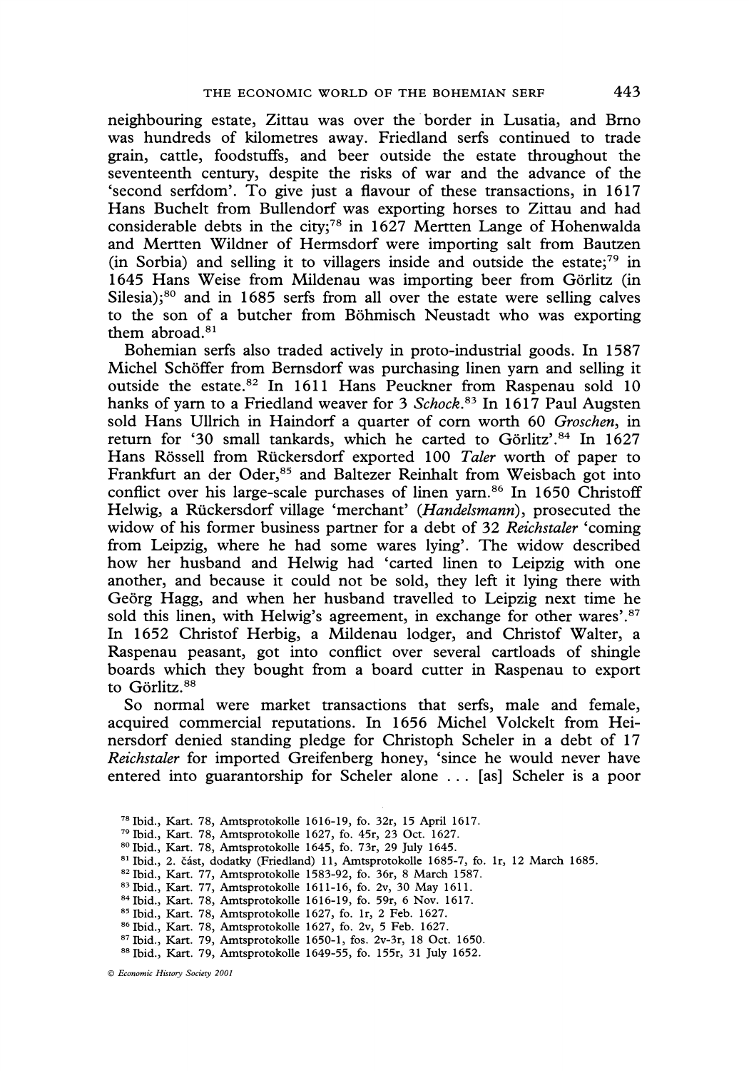neighbouring estate, Zittau was over the border in Lusatia, and Brno was hundreds of kilometres away. Friedland serfs continued to trade grain, cattle, foodstuffs, and beer outside the estate throughout the seventeenth century, despite the risks of war and the advance of the 'second serfdom'. To give just a flavour of these transactions, in 1617 Hans Buchelt from Bullendorf was exporting horses to Zittau and had considerable debts in the city;[78] in 1627 Mertten Lange of Hohenwalda and Mertten Wildner of Hermsdorf were importing salt from Bautzen (in Sorbia) and selling it to villagers inside and outside the estate;[79] in 1645 Hans Weise from Mildenau was importing beer from Görlitz (in Silesia);[80] and in 1685 serfs from all over the estate were selling calves to the son of a butcher from Böhmisch Neustadt who was exporting them abroad.[81]

Bohemian serfs also traded actively in proto-industrial goods. In 1587 Michel Schöffer from Bernsdorf was purchasing linen yarn and selling it outside the estate.[82] In 1611 Hans Peuckner from Raspenau sold 10 hanks of yarn to a Friedland weaver for 3 *Schock*.[83] In 1617 Paul Augsten sold Hans Ullrich in Haindorf a quarter of corn worth 60 *Groschen*, in return for '30 small tankards, which he carted to Görlitz'.[84] In 1627 Hans Rössell from Rückersdorf exported 100 *Taler* worth of paper to Frankfurt an der Oder,[85] and Baltezer Reinhalt from Weisbach got into conflict over his large-scale purchases of linen yarn.[86] In 1650 Christoff Helwig, a Rückersdorf village 'merchant' (*Handelsmann*), prosecuted the widow of his former business partner for a debt of 32 *Reichstaler* 'coming from Leipzig, where he had some wares lying'. The widow described how her husband and Helwig had 'carted linen to Leipzig with one another, and because it could not be sold, they left it lying there with Geörg Hagg, and when her husband travelled to Leipzig next time he sold this linen, with Helwig's agreement, in exchange for other wares'.[87] In 1652 Christof Herbig, a Mildenau lodger, and Christof Walter, a Raspenau peasant, got into conflict over several cartloads of shingle boards which they bought from a board cutter in Raspenau to export to Görlitz.[88]

So normal were market transactions that serfs, male and female, acquired commercial reputations. In 1656 Michel Volckelt from Heinersdorf denied standing pledge for Christoph Scheler in a debt of 17 *Reichstaler* for imported Greifenberg honey, 'since he would never have entered into guarantorship for Scheler alone ... [as] Scheler is a poor

[78] Ibid., Kart. 78, Amtsprotokolle 1616-19, fo. 32r, 15 April 1617.
[79] Ibid., Kart. 78, Amtsprotokolle 1627, fo. 45r, 23 Oct. 1627.
[80] Ibid., Kart. 78, Amtsprotokolle 1645, fo. 73r, 29 July 1645.
[81] Ibid., 2. část, dodatky (Friedland) 11, Amtsprotokolle 1685-7, fo. 1r, 12 March 1685.
[82] Ibid., Kart. 77, Amtsprotokolle 1583-92, fo. 36r, 8 March 1587.
[83] Ibid., Kart. 77, Amtsprotokolle 1611-16, fo. 2v, 30 May 1611.
[84] Ibid., Kart. 78, Amtsprotokolle 1616-19, fo. 59r, 6 Nov. 1617.
[85] Ibid., Kart. 78, Amtsprotokolle 1627, fo. 1r, 2 Feb. 1627.
[86] Ibid., Kart. 78, Amtsprotokolle 1627, fo. 2v, 5 Feb. 1627.
[87] Ibid., Kart. 79, Amtsprotokolle 1650-1, fos. 2v-3r, 18 Oct. 1650.
[88] Ibid., Kart. 79, Amtsprotokolle 1649-55, fo. 155r, 31 July 1652.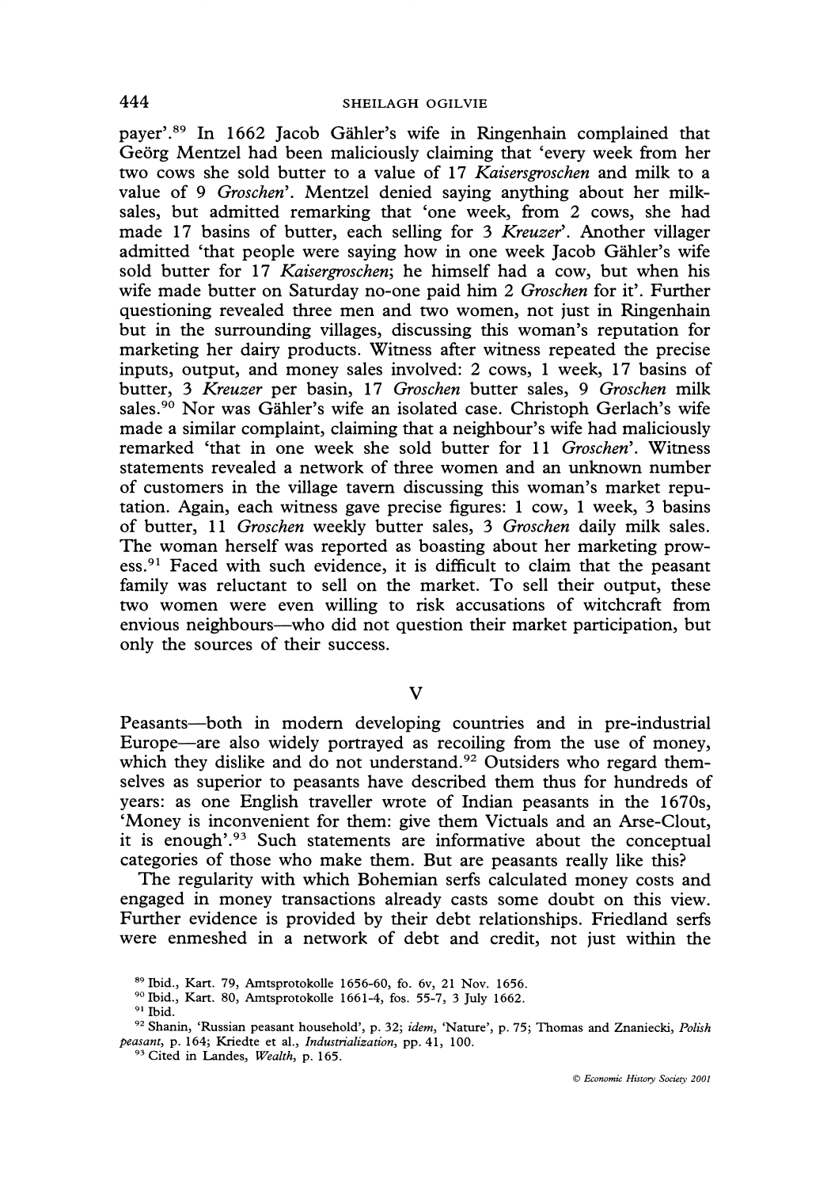payer'.[89] In 1662 Jacob Gähler's wife in Ringenhain complained that Geörg Mentzel had been maliciously claiming that 'every week from her two cows she sold butter to a value of 17 *Kaisersgroschen* and milk to a value of 9 *Groschen*'. Mentzel denied saying anything about her milk-sales, but admitted remarking that 'one week, from 2 cows, she had made 17 basins of butter, each selling for 3 *Kreuzer*'. Another villager admitted 'that people were saying how in one week Jacob Gähler's wife sold butter for 17 *Kaisergroschen*; he himself had a cow, but when his wife made butter on Saturday no-one paid him 2 *Groschen* for it'. Further questioning revealed three men and two women, not just in Ringenhain but in the surrounding villages, discussing this woman's reputation for marketing her dairy products. Witness after witness repeated the precise inputs, output, and money sales involved: 2 cows, 1 week, 17 basins of butter, 3 *Kreuzer* per basin, 17 *Groschen* butter sales, 9 *Groschen* milk sales.[90] Nor was Gähler's wife an isolated case. Christoph Gerlach's wife made a similar complaint, claiming that a neighbour's wife had maliciously remarked 'that in one week she sold butter for 11 *Groschen*'. Witness statements revealed a network of three women and an unknown number of customers in the village tavern discussing this woman's market reputation. Again, each witness gave precise figures: 1 cow, 1 week, 3 basins of butter, 11 *Groschen* weekly butter sales, 3 *Groschen* daily milk sales. The woman herself was reported as boasting about her marketing prowess.[91] Faced with such evidence, it is difficult to claim that the peasant family was reluctant to sell on the market. To sell their output, these two women were even willing to risk accusations of witchcraft from envious neighbours—who did not question their market participation, but only the sources of their success.

## V

Peasants—both in modern developing countries and in pre-industrial Europe—are also widely portrayed as recoiling from the use of money, which they dislike and do not understand.[92] Outsiders who regard themselves as superior to peasants have described them thus for hundreds of years: as one English traveller wrote of Indian peasants in the 1670s, 'Money is inconvenient for them: give them Victuals and an Arse-Clout, it is enough'.[93] Such statements are informative about the conceptual categories of those who make them. But are peasants really like this?

The regularity with which Bohemian serfs calculated money costs and engaged in money transactions already casts some doubt on this view. Further evidence is provided by their debt relationships. Friedland serfs were enmeshed in a network of debt and credit, not just within the

[89] Ibid., Kart. 79, Amtsprotokolle 1656-60, fo. 6v, 21 Nov. 1656.

[90] Ibid., Kart. 80, Amtsprotokolle 1661-4, fos. 55-7, 3 July 1662.

[91] Ibid.

[92] Shanin, 'Russian peasant household', p. 32; *idem*, 'Nature', p. 75; Thomas and Znaniecki, *Polish peasant*, p. 164; Kriedte et al., *Industrialization*, pp. 41, 100.

[93] Cited in Landes, *Wealth*, p. 165.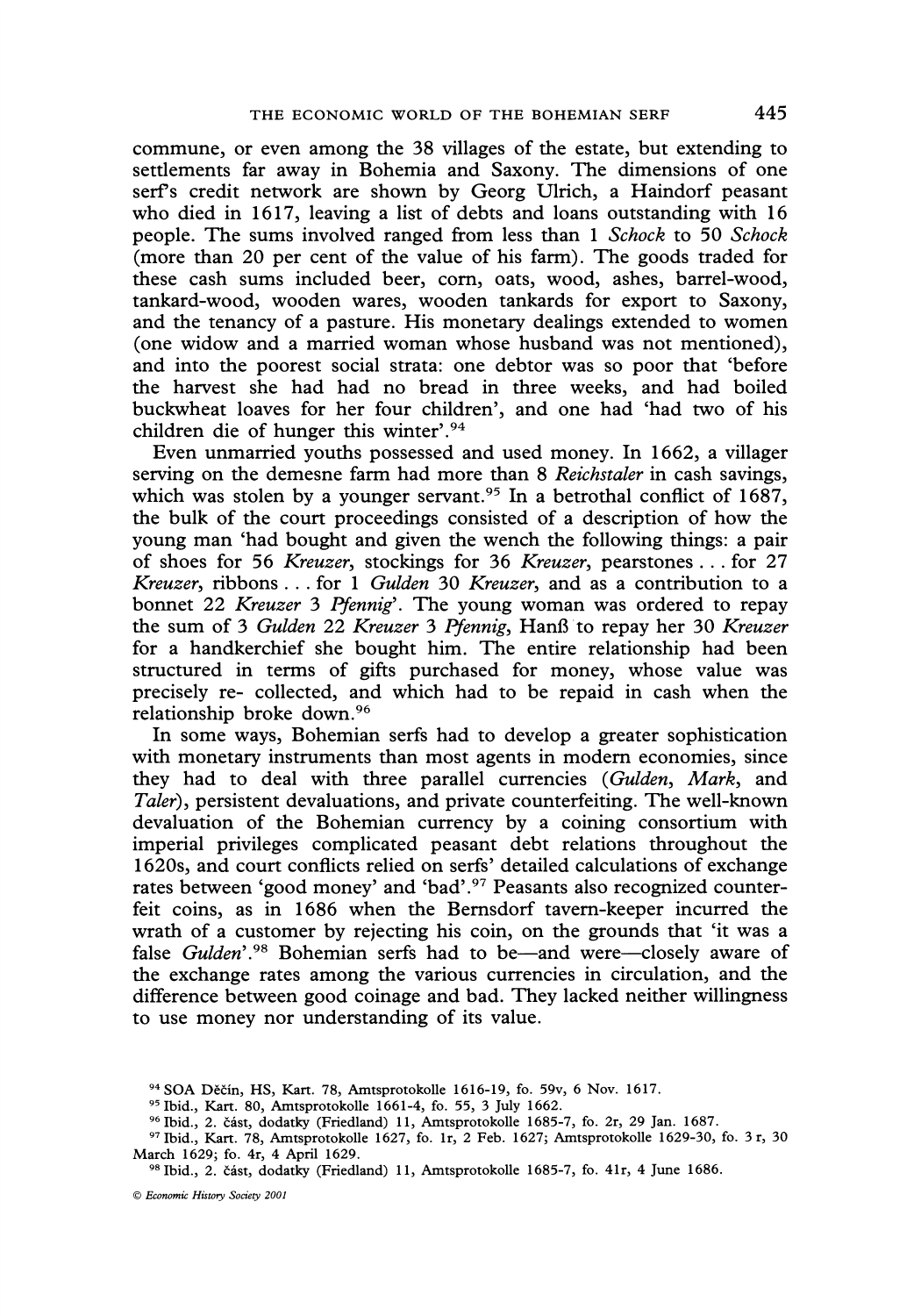commune, or even among the 38 villages of the estate, but extending to settlements far away in Bohemia and Saxony. The dimensions of one serf's credit network are shown by Georg Ulrich, a Haindorf peasant who died in 1617, leaving a list of debts and loans outstanding with 16 people. The sums involved ranged from less than 1 *Schock* to 50 *Schock* (more than 20 per cent of the value of his farm). The goods traded for these cash sums included beer, corn, oats, wood, ashes, barrel-wood, tankard-wood, wooden wares, wooden tankards for export to Saxony, and the tenancy of a pasture. His monetary dealings extended to women (one widow and a married woman whose husband was not mentioned), and into the poorest social strata: one debtor was so poor that 'before the harvest she had had no bread in three weeks, and had boiled buckwheat loaves for her four children', and one had 'had two of his children die of hunger this winter'.[94]

Even unmarried youths possessed and used money. In 1662, a villager serving on the demesne farm had more than 8 *Reichstaler* in cash savings, which was stolen by a younger servant.[95] In a betrothal conflict of 1687, the bulk of the court proceedings consisted of a description of how the young man 'had bought and given the wench the following things: a pair of shoes for 56 *Kreuzer*, stockings for 36 *Kreuzer*, pearstones . . . for 27 *Kreuzer*, ribbons . . . for 1 *Gulden* 30 *Kreuzer*, and as a contribution to a bonnet 22 *Kreuzer* 3 *Pfennig*'. The young woman was ordered to repay the sum of 3 *Gulden* 22 *Kreuzer* 3 *Pfennig*, Hanß to repay her 30 *Kreuzer* for a handkerchief she bought him. The entire relationship had been structured in terms of gifts purchased for money, whose value was precisely re- collected, and which had to be repaid in cash when the relationship broke down.[96]

In some ways, Bohemian serfs had to develop a greater sophistication with monetary instruments than most agents in modern economies, since they had to deal with three parallel currencies (*Gulden*, *Mark*, and *Taler*), persistent devaluations, and private counterfeiting. The well-known devaluation of the Bohemian currency by a coining consortium with imperial privileges complicated peasant debt relations throughout the 1620s, and court conflicts relied on serfs' detailed calculations of exchange rates between 'good money' and 'bad'.[97] Peasants also recognized counterfeit coins, as in 1686 when the Bernsdorf tavern-keeper incurred the wrath of a customer by rejecting his coin, on the grounds that 'it was a false *Gulden*'.[98] Bohemian serfs had to be—and were—closely aware of the exchange rates among the various currencies in circulation, and the difference between good coinage and bad. They lacked neither willingness to use money nor understanding of its value.

[94] SOA Děčín, HS, Kart. 78, Amtsprotokolle 1616-19, fo. 59v, 6 Nov. 1617.

[95] Ibid., Kart. 80, Amtsprotokolle 1661-4, fo. 55, 3 July 1662.

[96] Ibid., 2. část, dodatky (Friedland) 11, Amtsprotokolle 1685-7, fo. 2r, 29 Jan. 1687.

[97] Ibid., Kart. 78, Amtsprotokolle 1627, fo. 1r, 2 Feb. 1627; Amtsprotokolle 1629-30, fo. 3 r, 30 March 1629; fo. 4r, 4 April 1629.

[98] Ibid., 2. část, dodatky (Friedland) 11, Amtsprotokolle 1685-7, fo. 41r, 4 June 1686.

© *Economic History Society 2001*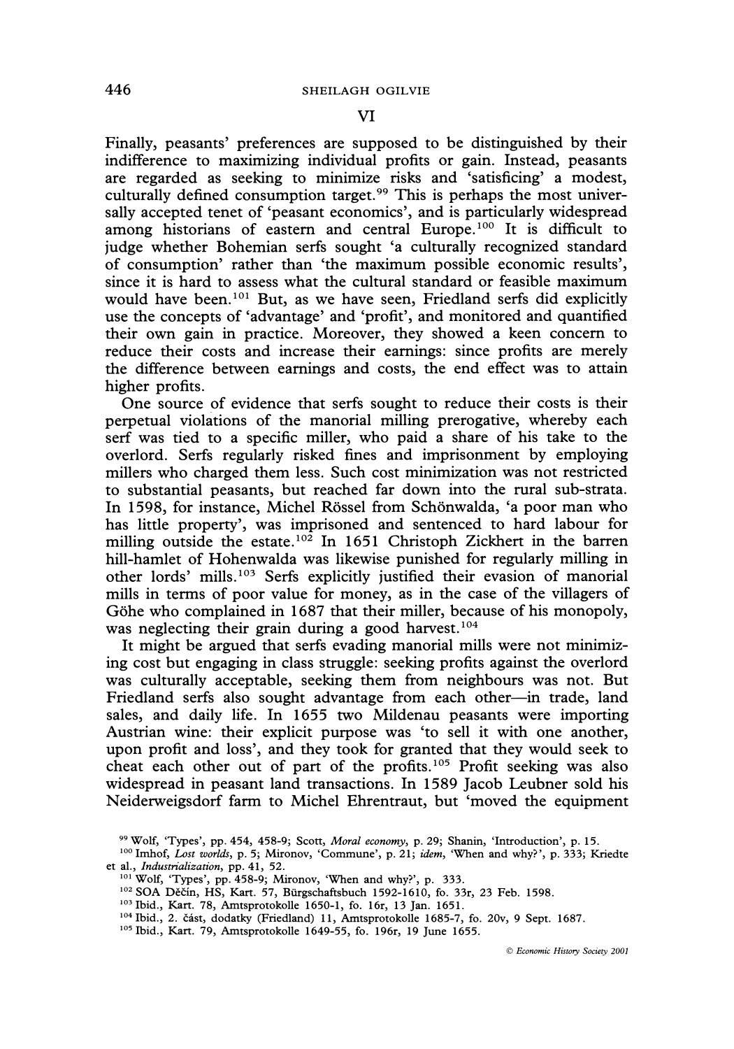## VI

Finally, peasants' preferences are supposed to be distinguished by their indifference to maximizing individual profits or gain. Instead, peasants are regarded as seeking to minimize risks and 'satisficing' a modest, culturally defined consumption target.[99] This is perhaps the most universally accepted tenet of 'peasant economics', and is particularly widespread among historians of eastern and central Europe.[100] It is difficult to judge whether Bohemian serfs sought 'a culturally recognized standard of consumption' rather than 'the maximum possible economic results', since it is hard to assess what the cultural standard or feasible maximum would have been.[101] But, as we have seen, Friedland serfs did explicitly use the concepts of 'advantage' and 'profit', and monitored and quantified their own gain in practice. Moreover, they showed a keen concern to reduce their costs and increase their earnings: since profits are merely the difference between earnings and costs, the end effect was to attain higher profits.

One source of evidence that serfs sought to reduce their costs is their perpetual violations of the manorial milling prerogative, whereby each serf was tied to a specific miller, who paid a share of his take to the overlord. Serfs regularly risked fines and imprisonment by employing millers who charged them less. Such cost minimization was not restricted to substantial peasants, but reached far down into the rural sub-strata. In 1598, for instance, Michel Rössel from Schönwalda, 'a poor man who has little property', was imprisoned and sentenced to hard labour for milling outside the estate.[102] In 1651 Christoph Zickhert in the barren hill-hamlet of Hohenwalda was likewise punished for regularly milling in other lords' mills.[103] Serfs explicitly justified their evasion of manorial mills in terms of poor value for money, as in the case of the villagers of Göhe who complained in 1687 that their miller, because of his monopoly, was neglecting their grain during a good harvest.[104]

It might be argued that serfs evading manorial mills were not minimizing cost but engaging in class struggle: seeking profits against the overlord was culturally acceptable, seeking them from neighbours was not. But Friedland serfs also sought advantage from each other—in trade, land sales, and daily life. In 1655 two Mildenau peasants were importing Austrian wine: their explicit purpose was 'to sell it with one another, upon profit and loss', and they took for granted that they would seek to cheat each other out of part of the profits.[105] Profit seeking was also widespread in peasant land transactions. In 1589 Jacob Leubner sold his Neiderweigsdorf farm to Michel Ehrentraut, but 'moved the equipment

---

[99] Wolf, 'Types', pp. 454, 458-9; Scott, *Moral economy*, p. 29; Shanin, 'Introduction', p. 15.

[100] Imhof, *Lost worlds*, p. 5; Mironov, 'Commune', p. 21; *idem*, 'When and why?', p. 333; Kriedte et al., *Industrialization*, pp. 41, 52.

[101] Wolf, 'Types', pp. 458-9; Mironov, 'When and why?', p. 333.

[102] SOA Děčín, HS, Kart. 57, Bürgschaftsbuch 1592-1610, fo. 33r, 23 Feb. 1598.

[103] Ibid., Kart. 78, Amtsprotokolle 1650-1, fo. 16r, 13 Jan. 1651.

[104] Ibid., 2. část, dodatky (Friedland) 11, Amtsprotokolle 1685-7, fo. 20v, 9 Sept. 1687.

[105] Ibid., Kart. 79, Amtsprotokolle 1649-55, fo. 196r, 19 June 1655.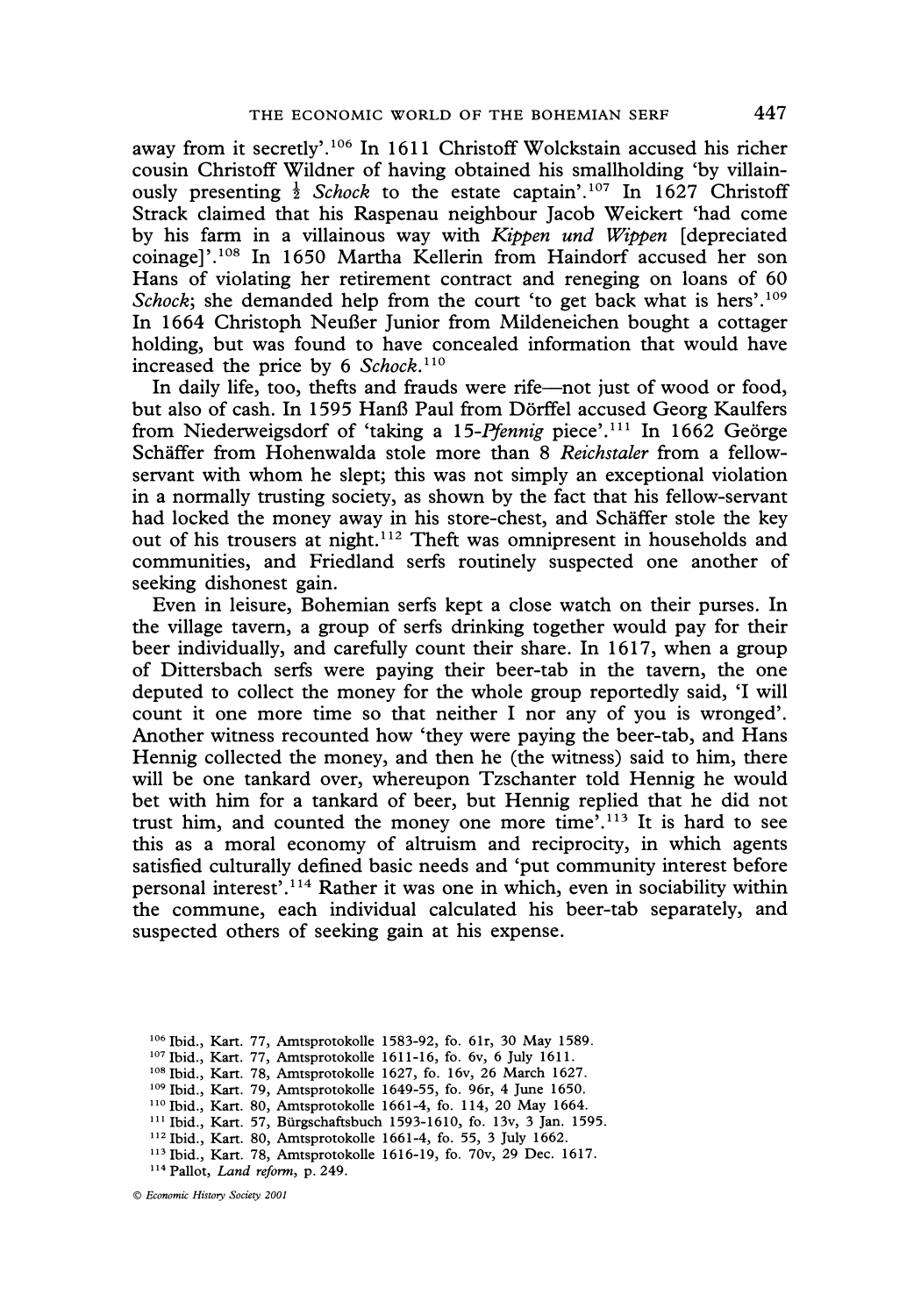away from it secretly'.[106] In 1611 Christoff Wolckstain accused his richer cousin Christoff Wildner of having obtained his smallholding 'by villainously presenting ½ *Schock* to the estate captain'.[107] In 1627 Christoff Strack claimed that his Raspenau neighbour Jacob Weickert 'had come by his farm in a villainous way with *Kippen und Wippen* [depreciated coinage]'.[108] In 1650 Martha Kellerin from Haindorf accused her son Hans of violating her retirement contract and reneging on loans of 60 *Schock*; she demanded help from the court 'to get back what is hers'.[109] In 1664 Christoph Neußer Junior from Mildeneichen bought a cottager holding, but was found to have concealed information that would have increased the price by 6 *Schock*.[110]

In daily life, too, thefts and frauds were rife—not just of wood or food, but also of cash. In 1595 Hanß Paul from Dörffel accused Georg Kaulfers from Niederweigsdorf of 'taking a 15-*Pfennig* piece'.[111] In 1662 Geörge Schäffer from Hohenwalda stole more than 8 *Reichstaler* from a fellow-servant with whom he slept; this was not simply an exceptional violation in a normally trusting society, as shown by the fact that his fellow-servant had locked the money away in his store-chest, and Schäffer stole the key out of his trousers at night.[112] Theft was omnipresent in households and communities, and Friedland serfs routinely suspected one another of seeking dishonest gain.

Even in leisure, Bohemian serfs kept a close watch on their purses. In the village tavern, a group of serfs drinking together would pay for their beer individually, and carefully count their share. In 1617, when a group of Dittersbach serfs were paying their beer-tab in the tavern, the one deputed to collect the money for the whole group reportedly said, 'I will count it one more time so that neither I nor any of you is wronged'. Another witness recounted how 'they were paying the beer-tab, and Hans Hennig collected the money, and then he (the witness) said to him, there will be one tankard over, whereupon Tzschanter told Hennig he would bet with him for a tankard of beer, but Hennig replied that he did not trust him, and counted the money one more time'.[113] It is hard to see this as a moral economy of altruism and reciprocity, in which agents satisfied culturally defined basic needs and 'put community interest before personal interest'.[114] Rather it was one in which, even in sociability within the commune, each individual calculated his beer-tab separately, and suspected others of seeking gain at his expense.

---

[106] Ibid., Kart. 77, Amtsprotokolle 1583-92, fo. 61r, 30 May 1589.
[107] Ibid., Kart. 77, Amtsprotokolle 1611-16, fo. 6v, 6 July 1611.
[108] Ibid., Kart. 78, Amtsprotokolle 1627, fo. 16v, 26 March 1627.
[109] Ibid., Kart. 79, Amtsprotokolle 1649-55, fo. 96r, 4 June 1650.
[110] Ibid., Kart. 80, Amtsprotokolle 1661-4, fo. 114, 20 May 1664.
[111] Ibid., Kart. 57, Bürgschaftsbuch 1593-1610, fo. 13v, 3 Jan. 1595.
[112] Ibid., Kart. 80, Amtsprotokolle 1661-4, fo. 55, 3 July 1662.
[113] Ibid., Kart. 78, Amtsprotokolle 1616-19, fo. 70v, 29 Dec. 1617.
[114] Pallot, *Land reform*, p. 249.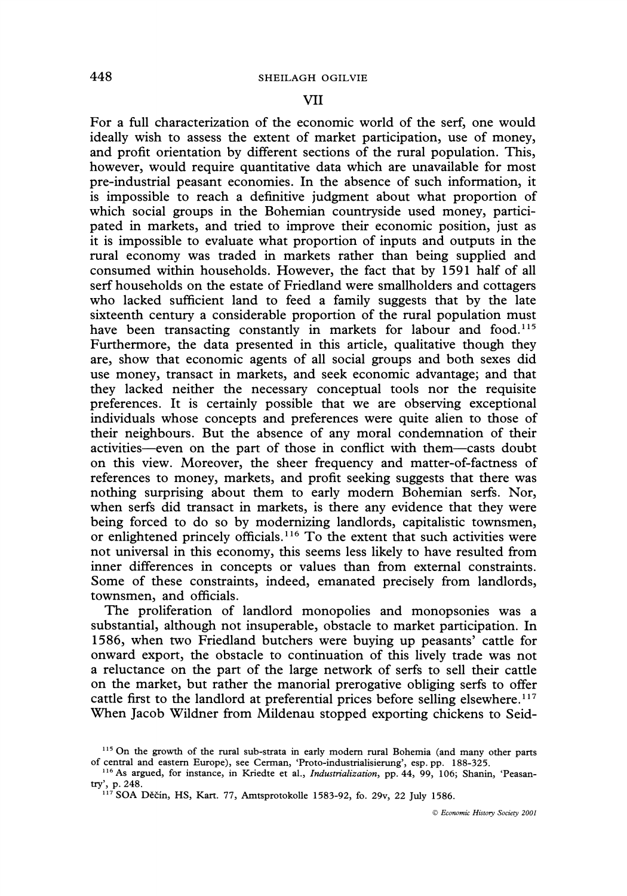## VII

For a full characterization of the economic world of the serf, one would ideally wish to assess the extent of market participation, use of money, and profit orientation by different sections of the rural population. This, however, would require quantitative data which are unavailable for most pre-industrial peasant economies. In the absence of such information, it is impossible to reach a definitive judgment about what proportion of which social groups in the Bohemian countryside used money, participated in markets, and tried to improve their economic position, just as it is impossible to evaluate what proportion of inputs and outputs in the rural economy was traded in markets rather than being supplied and consumed within households. However, the fact that by 1591 half of all serf households on the estate of Friedland were smallholders and cottagers who lacked sufficient land to feed a family suggests that by the late sixteenth century a considerable proportion of the rural population must have been transacting constantly in markets for labour and food.[115] Furthermore, the data presented in this article, qualitative though they are, show that economic agents of all social groups and both sexes did use money, transact in markets, and seek economic advantage; and that they lacked neither the necessary conceptual tools nor the requisite preferences. It is certainly possible that we are observing exceptional individuals whose concepts and preferences were quite alien to those of their neighbours. But the absence of any moral condemnation of their activities—even on the part of those in conflict with them—casts doubt on this view. Moreover, the sheer frequency and matter-of-factness of references to money, markets, and profit seeking suggests that there was nothing surprising about them to early modern Bohemian serfs. Nor, when serfs did transact in markets, is there any evidence that they were being forced to do so by modernizing landlords, capitalistic townsmen, or enlightened princely officials.[116] To the extent that such activities were not universal in this economy, this seems less likely to have resulted from inner differences in concepts or values than from external constraints. Some of these constraints, indeed, emanated precisely from landlords, townsmen, and officials.

The proliferation of landlord monopolies and monopsonies was a substantial, although not insuperable, obstacle to market participation. In 1586, when two Friedland butchers were buying up peasants' cattle for onward export, the obstacle to continuation of this lively trade was not a reluctance on the part of the large network of serfs to sell their cattle on the market, but rather the manorial prerogative obliging serfs to offer cattle first to the landlord at preferential prices before selling elsewhere.[117] When Jacob Wildner from Mildenau stopped exporting chickens to Seid-

[115] On the growth of the rural sub-strata in early modern rural Bohemia (and many other parts of central and eastern Europe), see Cerman, 'Proto-industrialisierung', esp. pp. 188-325.

[116] As argued, for instance, in Kriedte et al., *Industrialization*, pp. 44, 99, 106; Shanin, 'Peasantry', p. 248.

[117] SOA Děčín, HS, Kart. 77, Amtsprotokolle 1583-92, fo. 29v, 22 July 1586.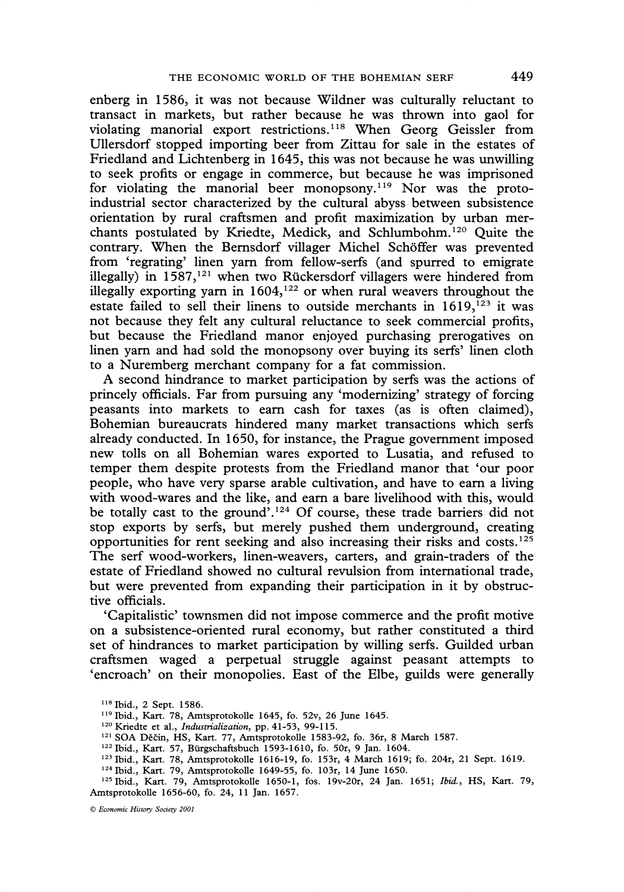enberg in 1586, it was not because Wildner was culturally reluctant to transact in markets, but rather because he was thrown into gaol for violating manorial export restrictions.[118] When Georg Geissler from Ullersdorf stopped importing beer from Zittau for sale in the estates of Friedland and Lichtenberg in 1645, this was not because he was unwilling to seek profits or engage in commerce, but because he was imprisoned for violating the manorial beer monopsony.[119] Nor was the proto-industrial sector characterized by the cultural abyss between subsistence orientation by rural craftsmen and profit maximization by urban merchants postulated by Kriedte, Medick, and Schlumbohm.[120] Quite the contrary. When the Bernsdorf villager Michel Schöffer was prevented from 'regrating' linen yarn from fellow-serfs (and spurred to emigrate illegally) in 1587,[121] when two Rückersdorf villagers were hindered from illegally exporting yarn in 1604,[122] or when rural weavers throughout the estate failed to sell their linens to outside merchants in 1619,[123] it was not because they felt any cultural reluctance to seek commercial profits, but because the Friedland manor enjoyed purchasing prerogatives on linen yarn and had sold the monopsony over buying its serfs' linen cloth to a Nuremberg merchant company for a fat commission.

A second hindrance to market participation by serfs was the actions of princely officials. Far from pursuing any 'modernizing' strategy of forcing peasants into markets to earn cash for taxes (as is often claimed), Bohemian bureaucrats hindered many market transactions which serfs already conducted. In 1650, for instance, the Prague government imposed new tolls on all Bohemian wares exported to Lusatia, and refused to temper them despite protests from the Friedland manor that 'our poor people, who have very sparse arable cultivation, and have to earn a living with wood-wares and the like, and earn a bare livelihood with this, would be totally cast to the ground'.[124] Of course, these trade barriers did not stop exports by serfs, but merely pushed them underground, creating opportunities for rent seeking and also increasing their risks and costs.[125] The serf wood-workers, linen-weavers, carters, and grain-traders of the estate of Friedland showed no cultural revulsion from international trade, but were prevented from expanding their participation in it by obstructive officials.

'Capitalistic' townsmen did not impose commerce and the profit motive on a subsistence-oriented rural economy, but rather constituted a third set of hindrances to market participation by willing serfs. Guilded urban craftsmen waged a perpetual struggle against peasant attempts to 'encroach' on their monopolies. East of the Elbe, guilds were generally

[118] Ibid., 2 Sept. 1586.

[119] Ibid., Kart. 78, Amtsprotokolle 1645, fo. 52v, 26 June 1645.

[120] Kriedte et al., *Industrialization*, pp. 41-53, 99-115.

[121] SOA Děčín, HS, Kart. 77, Amtsprotokolle 1583-92, fo. 36r, 8 March 1587.

[122] Ibid., Kart. 57, Bürgschaftsbuch 1593-1610, fo. 50r, 9 Jan. 1604.

[123] Ibid., Kart. 78, Amtsprotokolle 1616-19, fo. 153r, 4 March 1619; fo. 204r, 21 Sept. 1619.

[124] Ibid., Kart. 79, Amtsprotokolle 1649-55, fo. 103r, 14 June 1650.

[125] Ibid., Kart. 79, Amtsprotokolle 1650-1, fos. 19v-20r, 24 Jan. 1651; *Ibid.*, HS, Kart. 79, Amtsprotokolle 1656-60, fo. 24, 11 Jan. 1657.

© *Economic History Society 2001*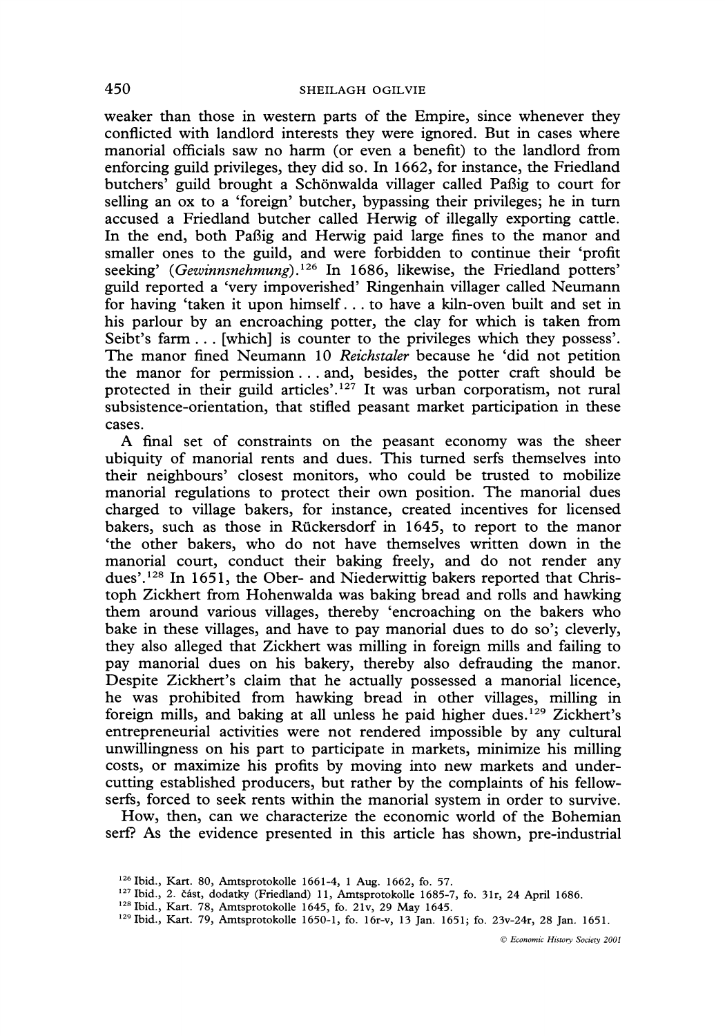weaker than those in western parts of the Empire, since whenever they conflicted with landlord interests they were ignored. But in cases where manorial officials saw no harm (or even a benefit) to the landlord from enforcing guild privileges, they did so. In 1662, for instance, the Friedland butchers' guild brought a Schönwalda villager called Paßig to court for selling an ox to a 'foreign' butcher, bypassing their privileges; he in turn accused a Friedland butcher called Herwig of illegally exporting cattle. In the end, both Paßig and Herwig paid large fines to the manor and smaller ones to the guild, and were forbidden to continue their 'profit seeking' (*Gewinnsnehmung*).[126] In 1686, likewise, the Friedland potters' guild reported a 'very impoverished' Ringenhain villager called Neumann for having 'taken it upon himself . . . to have a kiln-oven built and set in his parlour by an encroaching potter, the clay for which is taken from Seibt's farm . . . [which] is counter to the privileges which they possess'. The manor fined Neumann 10 *Reichstaler* because he 'did not petition the manor for permission . . . and, besides, the potter craft should be protected in their guild articles'.[127] It was urban corporatism, not rural subsistence-orientation, that stifled peasant market participation in these cases.

A final set of constraints on the peasant economy was the sheer ubiquity of manorial rents and dues. This turned serfs themselves into their neighbours' closest monitors, who could be trusted to mobilize manorial regulations to protect their own position. The manorial dues charged to village bakers, for instance, created incentives for licensed bakers, such as those in Rückersdorf in 1645, to report to the manor 'the other bakers, who do not have themselves written down in the manorial court, conduct their baking freely, and do not render any dues'.[128] In 1651, the Ober- and Niederwittig bakers reported that Christoph Zickhert from Hohenwalda was baking bread and rolls and hawking them around various villages, thereby 'encroaching on the bakers who bake in these villages, and have to pay manorial dues to do so'; cleverly, they also alleged that Zickhert was milling in foreign mills and failing to pay manorial dues on his bakery, thereby also defrauding the manor. Despite Zickhert's claim that he actually possessed a manorial licence, he was prohibited from hawking bread in other villages, milling in foreign mills, and baking at all unless he paid higher dues.[129] Zickhert's entrepreneurial activities were not rendered impossible by any cultural unwillingness on his part to participate in markets, minimize his milling costs, or maximize his profits by moving into new markets and undercutting established producers, but rather by the complaints of his fellow-serfs, forced to seek rents within the manorial system in order to survive.

How, then, can we characterize the economic world of the Bohemian serf? As the evidence presented in this article has shown, pre-industrial

[126] Ibid., Kart. 80, Amtsprotokolle 1661-4, 1 Aug. 1662, fo. 57.

[127] Ibid., 2. část, dodatky (Friedland) 11, Amtsprotokolle 1685-7, fo. 31r, 24 April 1686.

[128] Ibid., Kart. 78, Amtsprotokolle 1645, fo. 21v, 29 May 1645.

[129] Ibid., Kart. 79, Amtsprotokolle 1650-1, fo. 16r-v, 13 Jan. 1651; fo. 23v-24r, 28 Jan. 1651.

© Economic History Society 2001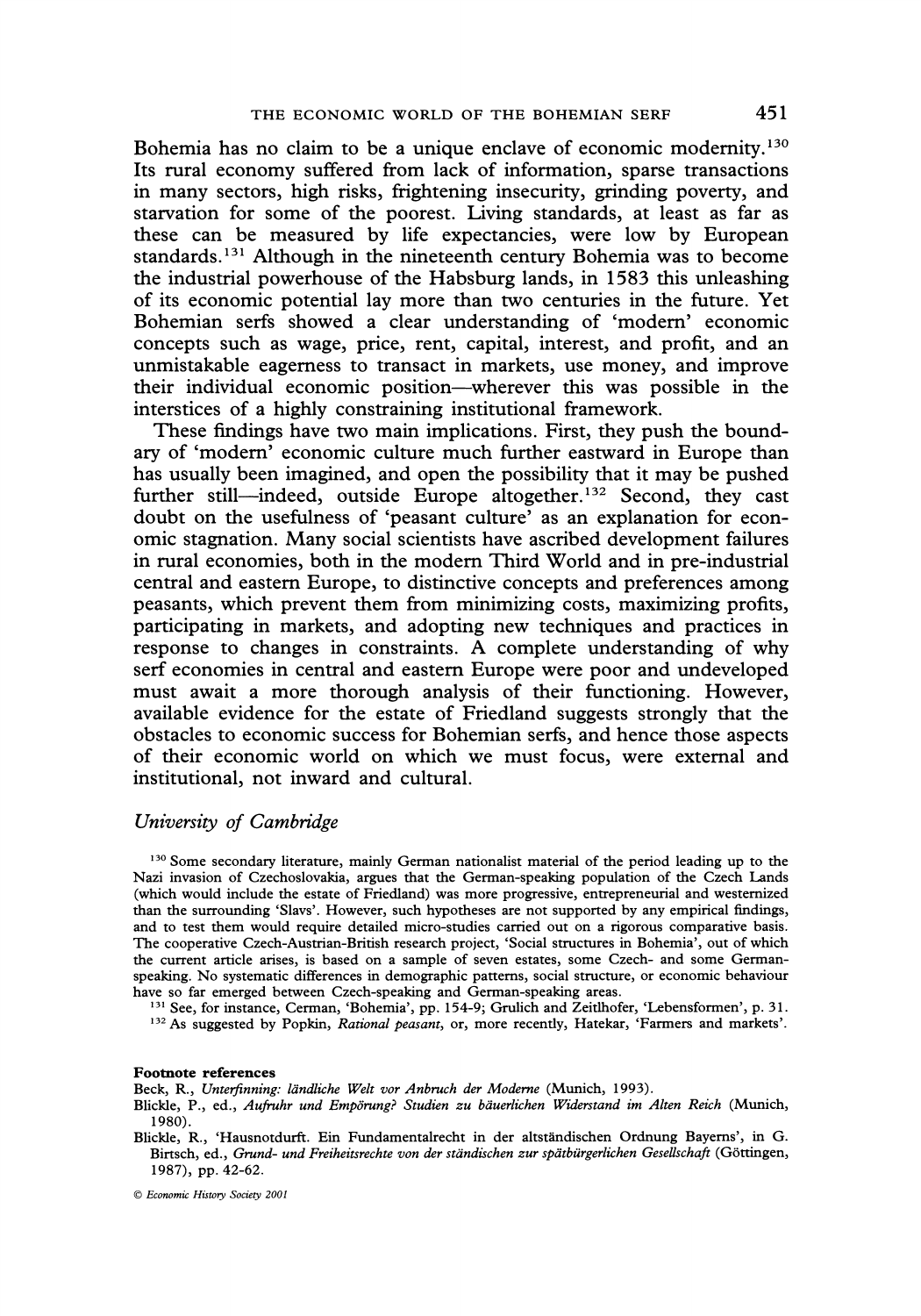Bohemia has no claim to be a unique enclave of economic modernity.[130] Its rural economy suffered from lack of information, sparse transactions in many sectors, high risks, frightening insecurity, grinding poverty, and starvation for some of the poorest. Living standards, at least as far as these can be measured by life expectancies, were low by European standards.[131] Although in the nineteenth century Bohemia was to become the industrial powerhouse of the Habsburg lands, in 1583 this unleashing of its economic potential lay more than two centuries in the future. Yet Bohemian serfs showed a clear understanding of 'modern' economic concepts such as wage, price, rent, capital, interest, and profit, and an unmistakable eagerness to transact in markets, use money, and improve their individual economic position—wherever this was possible in the interstices of a highly constraining institutional framework.

These findings have two main implications. First, they push the boundary of 'modern' economic culture much further eastward in Europe than has usually been imagined, and open the possibility that it may be pushed further still—indeed, outside Europe altogether.[132] Second, they cast doubt on the usefulness of 'peasant culture' as an explanation for economic stagnation. Many social scientists have ascribed development failures in rural economies, both in the modern Third World and in pre-industrial central and eastern Europe, to distinctive concepts and preferences among peasants, which prevent them from minimizing costs, maximizing profits, participating in markets, and adopting new techniques and practices in response to changes in constraints. A complete understanding of why serf economies in central and eastern Europe were poor and undeveloped must await a more thorough analysis of their functioning. However, available evidence for the estate of Friedland suggests strongly that the obstacles to economic success for Bohemian serfs, and hence those aspects of their economic world on which we must focus, were external and institutional, not inward and cultural.

*University of Cambridge*

[130] Some secondary literature, mainly German nationalist material of the period leading up to the Nazi invasion of Czechoslovakia, argues that the German-speaking population of the Czech Lands (which would include the estate of Friedland) was more progressive, entrepreneurial and westernized than the surrounding 'Slavs'. However, such hypotheses are not supported by any empirical findings, and to test them would require detailed micro-studies carried out on a rigorous comparative basis. The cooperative Czech-Austrian-British research project, 'Social structures in Bohemia', out of which the current article arises, is based on a sample of seven estates, some Czech- and some German-speaking. No systematic differences in demographic patterns, social structure, or economic behaviour have so far emerged between Czech-speaking and German-speaking areas.

[131] See, for instance, Cerman, 'Bohemia', pp. 154-9; Grulich and Zeitlhofer, 'Lebensformen', p. 31.

[132] As suggested by Popkin, *Rational peasant*, or, more recently, Hatekar, 'Farmers and markets'.

**Footnote references**

Beck, R., *Unterfinning: ländliche Welt vor Anbruch der Moderne* (Munich, 1993).

Blickle, P., ed., *Aufruhr und Empörung? Studien zu bäuerlichen Widerstand im Alten Reich* (Munich, 1980).

Blickle, R., 'Hausnotdurft. Ein Fundamentalrecht in der altständischen Ordnung Bayerns', in G. Birtsch, ed., *Grund- und Freiheitsrechte von der ständischen zur spätbürgerlichen Gesellschaft* (Göttingen, 1987), pp. 42-62.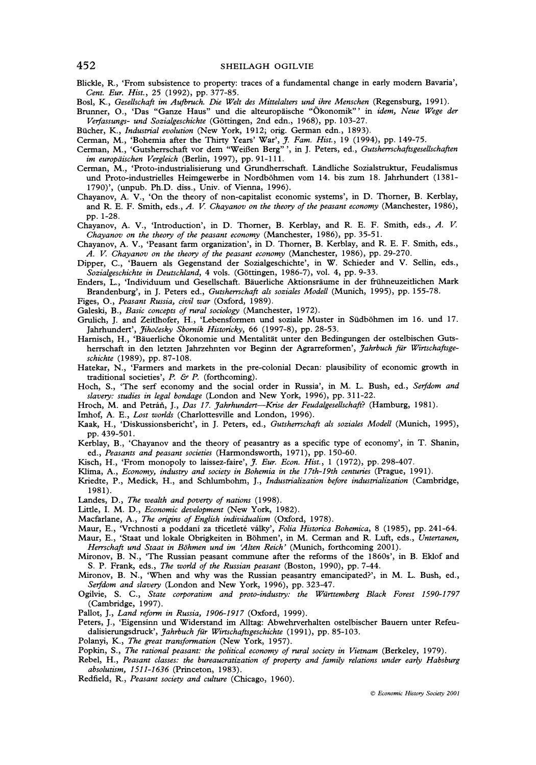Blickle, R., 'From subsistence to property: traces of a fundamental change in early modern Bavaria', *Cent. Eur. Hist.*, 25 (1992), pp. 377-85.

Bosl, K., *Gesellschaft im Aufbruch. Die Welt des Mittelalters und ihre Menschen* (Regensburg, 1991).

Brunner, O., 'Das "Ganze Haus" und die alteuropäische "Ökonomik"' in *idem, Neue Wege der Verfassungs- und Sozialgeschichte* (Göttingen, 2nd edn., 1968), pp. 103-27.

Bücher, K., *Industrial evolution* (New York, 1912; orig. German edn., 1893).

Cerman, M., 'Bohemia after the Thirty Years' War', *J. Fam. Hist.*, 19 (1994), pp. 149-75.

Cerman, M., 'Gutsherrschaft vor dem "Weißen Berg"', in J. Peters, ed., *Gutsherrschaftsgesellschaften im europäischen Vergleich* (Berlin, 1997), pp. 91-111.

Cerman, M., 'Proto-industrialisierung und Grundherrschaft. Ländliche Sozialstruktur, Feudalismus und Proto-industrielles Heimgewerbe in Nordböhmen vom 14. bis zum 18. Jahrhundert (1381-1790)', (unpub. Ph.D. diss., Univ. of Vienna, 1996).

Chayanov, A. V., 'On the theory of non-capitalist economic systems', in D. Thorner, B. Kerblay, and R. E. F. Smith, eds., *A. V. Chayanov on the theory of the peasant economy* (Manchester, 1986), pp. 1-28.

Chayanov, A. V., 'Introduction', in D. Thorner, B. Kerblay, and R. E. F. Smith, eds., *A. V. Chayanov on the theory of the peasant economy* (Manchester, 1986), pp. 35-51.

Chayanov, A. V., 'Peasant farm organization', in D. Thorner, B. Kerblay, and R. E. F. Smith, eds., *A. V. Chayanov on the theory of the peasant economy* (Manchester, 1986), pp. 29-270.

Dipper, C., 'Bauern als Gegenstand der Sozialgeschichte', in W. Schieder and V. Sellin, eds., *Sozialgeschichte in Deutschland*, 4 vols. (Göttingen, 1986-7), vol. 4, pp. 9-33.

Enders, L., 'Individuum und Gesellschaft. Bäuerliche Aktionsräume in der frühneuzeitlichen Mark Brandenburg', in J. Peters ed., *Gutsherrschaft als soziales Modell* (Munich, 1995), pp. 155-78.

Figes, O., *Peasant Russia, civil war* (Oxford, 1989).

Galeski, B., *Basic concepts of rural sociology* (Manchester, 1972).

Grulich, J. and Zeitlhofer, H., 'Lebensformen und soziale Muster in Südböhmen im 16. und 17. Jahrhundert', *Jihočesky Sborník Historicky*, 66 (1997-8), pp. 28-53.

Harnisch, H., 'Bäuerliche Ökonomie und Mentalität unter den Bedingungen der ostelbischen Gutsherrschaft in den letzten Jahrzehnten vor Beginn der Agrarreformen', *Jahrbuch für Wirtschaftsgeschichte* (1989), pp. 87-108.

Hatekar, N., 'Farmers and markets in the pre-colonial Decan: plausibility of economic growth in traditional societies', *P. & P.* (forthcoming).

Hoch, S., 'The serf economy and the social order in Russia', in M. L. Bush, ed., *Serfdom and slavery: studies in legal bondage* (London and New York, 1996), pp. 311-22.

Hroch, M. and Petráň, J., *Das 17. Jahrhundert—Krise der Feudalgesellschaft?* (Hamburg, 1981).

Imhof, A. E., *Lost worlds* (Charlottesville and London, 1996).

Kaak, H., 'Diskussionsbericht', in J. Peters, ed., *Gutsherrschaft als soziales Modell* (Munich, 1995), pp. 439-501.

Kerblay, B., 'Chayanov and the theory of peasantry as a specific type of economy', in T. Shanin, ed., *Peasants and peasant societies* (Harmondsworth, 1971), pp. 150-60.

Kisch, H., 'From monopoly to laissez-faire', *J. Eur. Econ. Hist.*, 1 (1972), pp. 298-407.

Klíma, A., *Economy, industry and society in Bohemia in the 17th-19th centuries* (Prague, 1991).

Kriedte, P., Medick, H., and Schlumbohm, J., *Industrialization before industrialization* (Cambridge, 1981).

Landes, D., *The wealth and poverty of nations* (1998).

Little, I. M. D., *Economic development* (New York, 1982).

Macfarlane, A., *The origins of English individualism* (Oxford, 1978).

Maur, E., 'Vrchnosti a poddaní za třicetleté války', *Folia Historica Bohemica*, 8 (1985), pp. 241-64.

Maur, E., 'Staat und lokale Obrigkeiten in Böhmen', in M. Cerman and R. Luft, eds., *Untertanen, Herrschaft und Staat in Böhmen und im 'Alten Reich'* (Munich, forthcoming 2001).

Mironov, B. N., 'The Russian peasant commune after the reforms of the 1860s', in B. Eklof and S. P. Frank, eds., *The world of the Russian peasant* (Boston, 1990), pp. 7-44.

Mironov, B. N., 'When and why was the Russian peasantry emancipated?', in M. L. Bush, ed., *Serfdom and slavery* (London and New York, 1996), pp. 323-47.

Ogilvie, S. C., *State corporatism and proto-industry: the Württemberg Black Forest 1590-1797* (Cambridge, 1997).

Pallot, J., *Land reform in Russia, 1906-1917* (Oxford, 1999).

Peters, J., 'Eigensinn und Widerstand im Alltag: Abwehrverhalten ostelbischer Bauern unter Refeudalisierungsdruck', *Jahrbuch für Wirtschaftsgeschichte* (1991), pp. 85-103.

Polanyi, K., *The great transformation* (New York, 1957).

Popkin, S., *The rational peasant: the political economy of rural society in Vietnam* (Berkeley, 1979).

Rebel, H., *Peasant classes: the bureaucratization of property and family relations under early Habsburg absolutism, 1511-1636* (Princeton, 1983).

Redfield, R., *Peasant society and culture* (Chicago, 1960).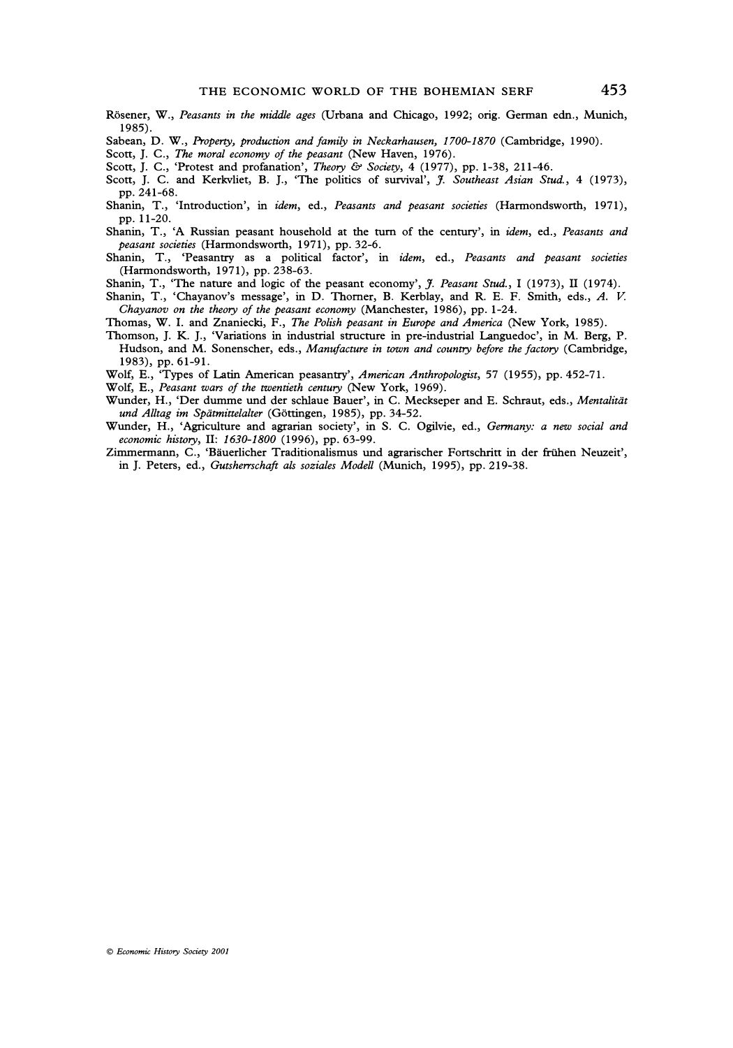Rösener, W., *Peasants in the middle ages* (Urbana and Chicago, 1992; orig. German edn., Munich, 1985).

Sabean, D. W., *Property, production and family in Neckarhausen, 1700-1870* (Cambridge, 1990).

Scott, J. C., *The moral economy of the peasant* (New Haven, 1976).

Scott, J. C., 'Protest and profanation', *Theory & Society*, 4 (1977), pp. 1-38, 211-46.

Scott, J. C. and Kerkvliet, B. J., 'The politics of survival', *J. Southeast Asian Stud.*, 4 (1973), pp. 241-68.

Shanin, T., 'Introduction', in *idem*, ed., *Peasants and peasant societies* (Harmondsworth, 1971), pp. 11-20.

Shanin, T., 'A Russian peasant household at the turn of the century', in *idem*, ed., *Peasants and peasant societies* (Harmondsworth, 1971), pp. 32-6.

Shanin, T., 'Peasantry as a political factor', in *idem*, ed., *Peasants and peasant societies* (Harmondsworth, 1971), pp. 238-63.

Shanin, T., 'The nature and logic of the peasant economy', *J. Peasant Stud.*, I (1973), II (1974).

Shanin, T., 'Chayanov's message', in D. Thorner, B. Kerblay, and R. E. F. Smith, eds., *A. V. Chayanov on the theory of the peasant economy* (Manchester, 1986), pp. 1-24.

Thomas, W. I. and Znaniecki, F., *The Polish peasant in Europe and America* (New York, 1985).

Thomson, J. K. J., 'Variations in industrial structure in pre-industrial Languedoc', in M. Berg, P. Hudson, and M. Sonenscher, eds., *Manufacture in town and country before the factory* (Cambridge, 1983), pp. 61-91.

Wolf, E., 'Types of Latin American peasantry', *American Anthropologist*, 57 (1955), pp. 452-71.

Wolf, E., *Peasant wars of the twentieth century* (New York, 1969).

Wunder, H., 'Der dumme und der schlaue Bauer', in C. Meckseper and E. Schraut, eds., *Mentalität und Alltag im Spätmittelalter* (Göttingen, 1985), pp. 34-52.

Wunder, H., 'Agriculture and agrarian society', in S. C. Ogilvie, ed., *Germany: a new social and economic history*, II: *1630-1800* (1996), pp. 63-99.

Zimmermann, C., 'Bäuerlicher Traditionalismus und agrarischer Fortschritt in der frühen Neuzeit', in J. Peters, ed., *Gutsherrschaft als soziales Modell* (Munich, 1995), pp. 219-38.